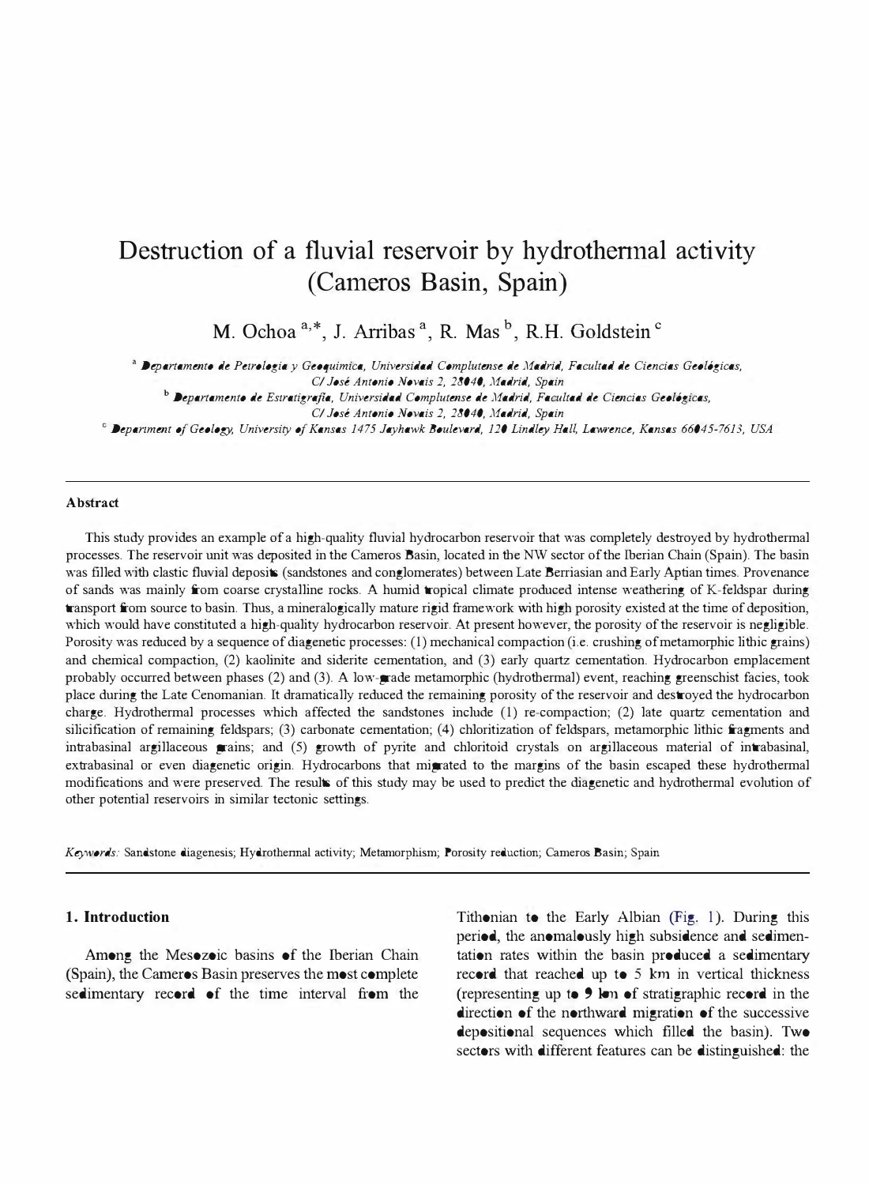# Destruction of a fluvial reservoir by hydrothermal activity (Cameros Basin, Spain)

M. Ochoa [a,*], J. Arribas [a], R. Mas [b], R.H. Goldstein [c]

[a] *Departamento de Petrología y Geoquímica, Universidad Complutense de Madrid, Facultad de Ciencias Geológicas, C/ José Antonio Novais 2, 28040, Madrid, Spain*

[b] *Departamento de Estratigrafía, Universidad Complutense de Madrid, Facultad de Ciencias Geológicas, C/ José Antonio Novais 2, 28040, Madrid, Spain*

[c] *Department of Geology, University of Kansas 1475 Jayhawk Boulevard, 120 Lindley Hall, Lawrence, Kansas 66045-7613, USA*

---

### Abstract

This study provides an example of a high-quality fluvial hydrocarbon reservoir that was completely destroyed by hydrothermal processes. The reservoir unit was deposited in the Cameros Basin, located in the NW sector of the Iberian Chain (Spain). The basin was filled with clastic fluvial deposits (sandstones and conglomerates) between Late Berriasian and Early Aptian times. Provenance of sands was mainly from coarse crystalline rocks. A humid tropical climate produced intense weathering of K-feldspar during transport from source to basin. Thus, a mineralogically mature rigid framework with high porosity existed at the time of deposition, which would have constituted a high-quality hydrocarbon reservoir. At present however, the porosity of the reservoir is negligible. Porosity was reduced by a sequence of diagenetic processes: (1) mechanical compaction (i.e. crushing of metamorphic lithic grains) and chemical compaction, (2) kaolinite and siderite cementation, and (3) early quartz cementation. Hydrocarbon emplacement probably occurred between phases (2) and (3). A low-grade metamorphic (hydrothermal) event, reaching greenschist facies, took place during the Late Cenomanian. It dramatically reduced the remaining porosity of the reservoir and destroyed the hydrocarbon charge. Hydrothermal processes which affected the sandstones include (1) re-compaction; (2) late quartz cementation and silicification of remaining feldspars; (3) carbonate cementation; (4) chloritization of feldspars, metamorphic lithic fragments and intrabasinal argillaceous grains; and (5) growth of pyrite and chloritoid crystals on argillaceous material of intrabasinal, extrabasinal or even diagenetic origin. Hydrocarbons that migrated to the margins of the basin escaped these hydrothermal modifications and were preserved. The results of this study may be used to predict the diagenetic and hydrothermal evolution of other potential reservoirs in similar tectonic settings.

*Keywords:* Sandstone diagenesis; Hydrothermal activity; Metamorphism; Porosity reduction; Cameros Basin; Spain

---

## 1. Introduction

Among the Mesozoic basins of the Iberian Chain (Spain), the Cameros Basin preserves the most complete sedimentary record of the time interval from the Tithonian to the Early Albian (Fig. 1). During this period, the anomalously high subsidence and sedimentation rates within the basin produced a sedimentary record that reached up to 5 km in vertical thickness (representing up to 9 km of stratigraphic record in the direction of the northward migration of the successive depositional sequences which filled the basin). Two sectors with different features can be distinguished: the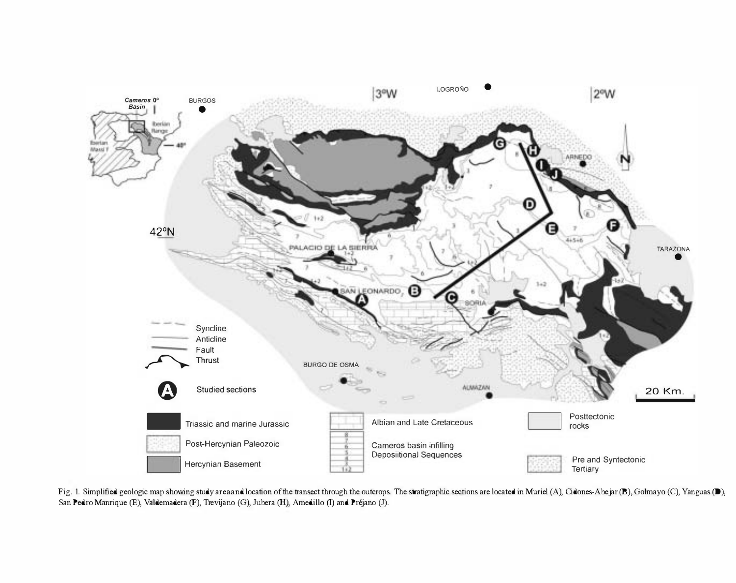Fig. 1. Simplified geologic map showing study area and location of the transect through the outcrops. The stratigraphic sections are located in Muriel (A), Cidones-Abejar (B), Golmayo (C), Yanguas (D), San Pedro Manrique (E), Valdemadera (F), Trevijano (G), Jubera (H), Amedillo (I) and Préjano (J).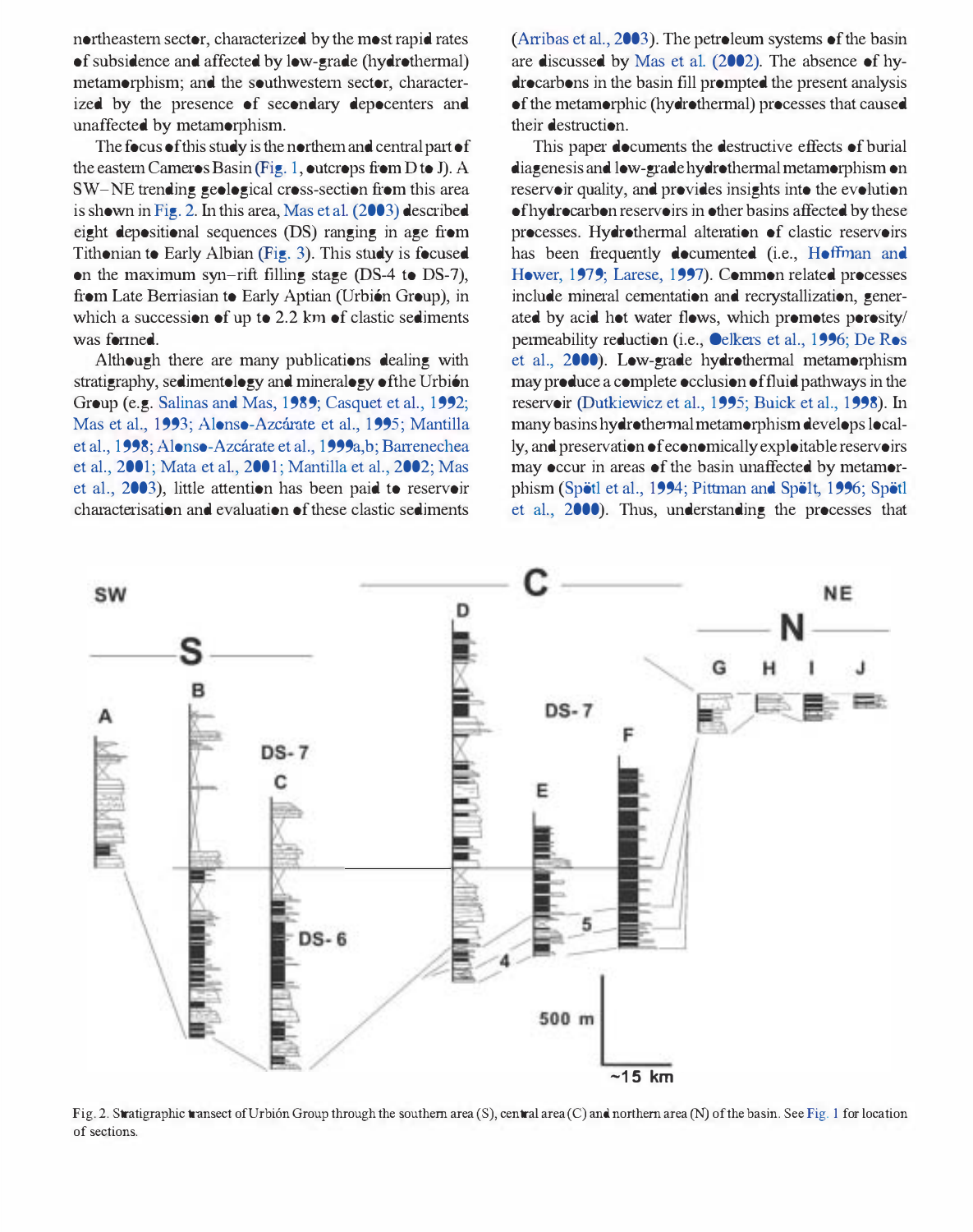northeastern sector, characterized by the most rapid rates of subsidence and affected by low-grade (hydrothermal) metamorphism; and the southwestern sector, characterized by the presence of secondary depocenters and unaffected by metamorphism.

The focus of this study is the northern and central part of the eastern Cameros Basin (Fig. 1, outcrops from D to J). A SW–NE trending geological cross-section from this area is shown in Fig. 2. In this area, Mas et al. (2003) described eight depositional sequences (DS) ranging in age from Tithonian to Early Albian (Fig. 3). This study is focused on the maximum syn-rift filling stage (DS-4 to DS-7), from Late Berriasian to Early Aptian (Urbión Group), in which a succession of up to 2.2 km of clastic sediments was formed.

Although there are many publications dealing with stratigraphy, sedimentology and mineralogy of the Urbión Group (e.g. Salinas and Mas, 1989; Casquet et al., 1992; Mas et al., 1993; Alonso-Azcárate et al., 1995; Mantilla et al., 1998; Alonso-Azcárate et al., 1999a,b; Barrenechea et al., 2001; Mata et al., 2001; Mantilla et al., 2002; Mas et al., 2003), little attention has been paid to reservoir characterisation and evaluation of these clastic sediments (Arribas et al., 2003). The petroleum systems of the basin are discussed by Mas et al. (2002). The absence of hydrocarbons in the basin fill prompted the present analysis of the metamorphic (hydrothermal) processes that caused their destruction.

This paper documents the destructive effects of burial diagenesis and low-grade hydrothermal metamorphism on reservoir quality, and provides insights into the evolution of hydrocarbon reservoirs in other basins affected by these processes. Hydrothermal alteration of clastic reservoirs has been frequently documented (i.e., Hoffman and Hower, 1979; Larese, 1997). Common related processes include mineral cementation and recrystallization, generated by acid hot water flows, which promotes porosity/permeability reduction (i.e., Oelkers et al., 1996; De Ros et al., 2000). Low-grade hydrothermal metamorphism may produce a complete occlusion of fluid pathways in the reservoir (Dutkiewicz et al., 1995; Buick et al., 1998). In many basins hydrothermal metamorphism develops locally, and preservation of economically exploitable reservoirs may occur in areas of the basin unaffected by metamorphism (Spötl et al., 1994; Pittman and Spölt, 1996; Spötl et al., 2000). Thus, understanding the processes that

Fig. 2. Stratigraphic transect of Urbión Group through the southern area (S), central area (C) and northern area (N) of the basin. See Fig. 1 for location of sections.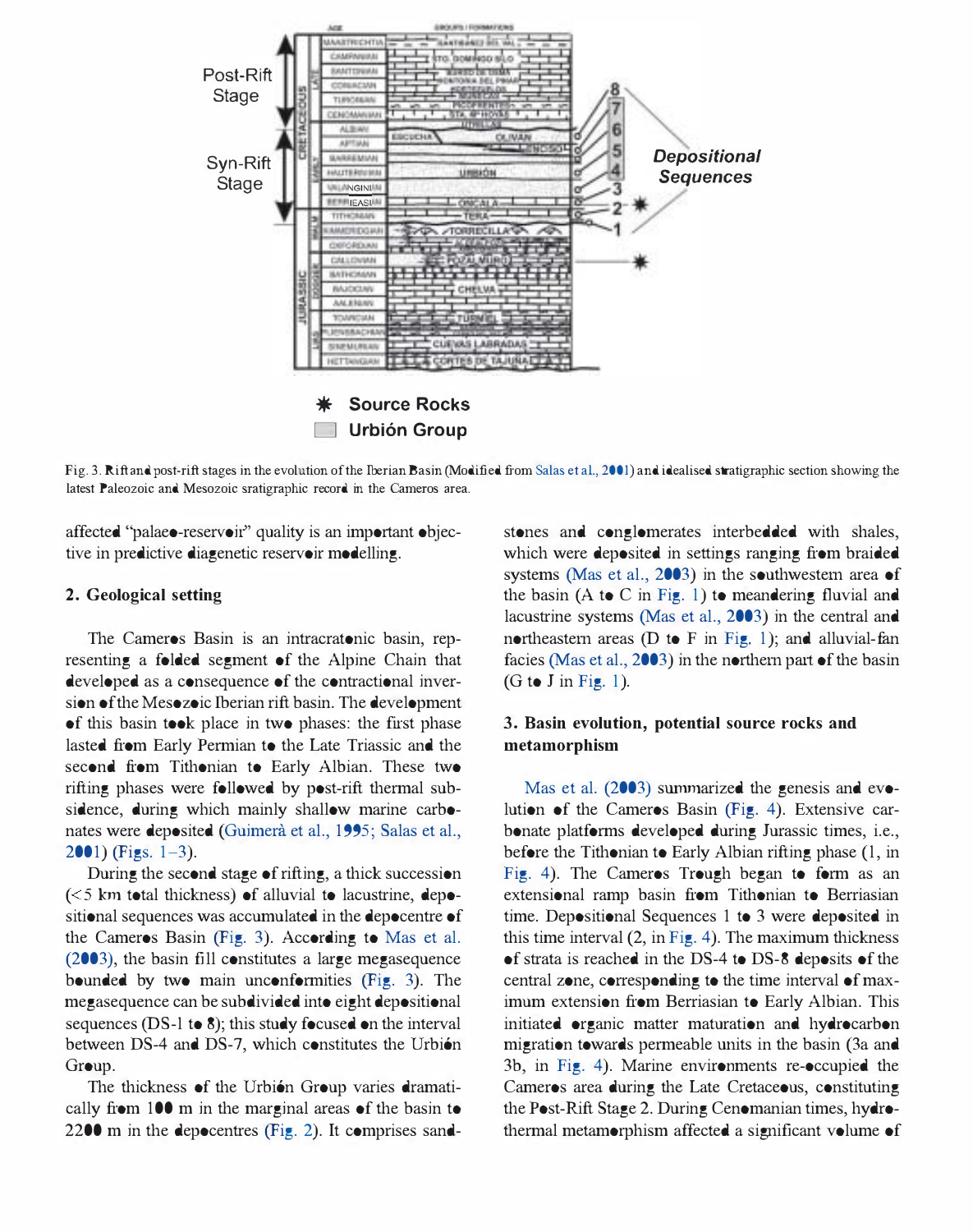Fig. 3. Rift and post-rift stages in the evolution of the Iberian Basin (Modified from Salas et al., 2001) and idealised stratigraphic section showing the latest Paleozoic and Mesozoic sratigraphic record in the Cameros area.

affected "palaeo-reservoir" quality is an important objective in predictive diagenetic reservoir modelling.

## 2. Geological setting

The Cameros Basin is an intracratonic basin, representing a folded segment of the Alpine Chain that developed as a consequence of the contractional inversion of the Mesozoic Iberian rift basin. The development of this basin took place in two phases: the first phase lasted from Early Permian to the Late Triassic and the second from Tithonian to Early Albian. These two rifting phases were followed by post-rift thermal subsidence, during which mainly shallow marine carbonates were deposited (Guimerà et al., 1995; Salas et al., 2001) (Figs. 1–3).

During the second stage of rifting, a thick succession (<5 km total thickness) of alluvial to lacustrine, depositional sequences was accumulated in the depocentre of the Cameros Basin (Fig. 3). According to Mas et al. (2003), the basin fill constitutes a large megasequence bounded by two main unconformities (Fig. 3). The megasequence can be subdivided into eight depositional sequences (DS-1 to 8); this study focused on the interval between DS-4 and DS-7, which constitutes the Urbión Group.

The thickness of the Urbión Group varies dramatically from 100 m in the marginal areas of the basin to 2200 m in the depocentres (Fig. 2). It comprises sandstones and conglomerates interbedded with shales, which were deposited in settings ranging from braided systems (Mas et al., 2003) in the southwestern area of the basin (A to C in Fig. 1) to meandering fluvial and lacustrine systems (Mas et al., 2003) in the central and northeastern areas (D to F in Fig. 1); and alluvial-fan facies (Mas et al., 2003) in the northern part of the basin (G to J in Fig. 1).

## 3. Basin evolution, potential source rocks and metamorphism

Mas et al. (2003) summarized the genesis and evolution of the Cameros Basin (Fig. 4). Extensive carbonate platforms developed during Jurassic times, i.e., before the Tithonian to Early Albian rifting phase (1, in Fig. 4). The Cameros Trough began to form as an extensional ramp basin from Tithonian to Berriasian time. Depositional Sequences 1 to 3 were deposited in this time interval (2, in Fig. 4). The maximum thickness of strata is reached in the DS-4 to DS-8 deposits of the central zone, corresponding to the time interval of maximum extension from Berriasian to Early Albian. This initiated organic matter maturation and hydrocarbon migration towards permeable units in the basin (3a and 3b, in Fig. 4). Marine environments re-occupied the Cameros area during the Late Cretaceous, constituting the Post-Rift Stage 2. During Cenomanian times, hydrothermal metamorphism affected a significant volume of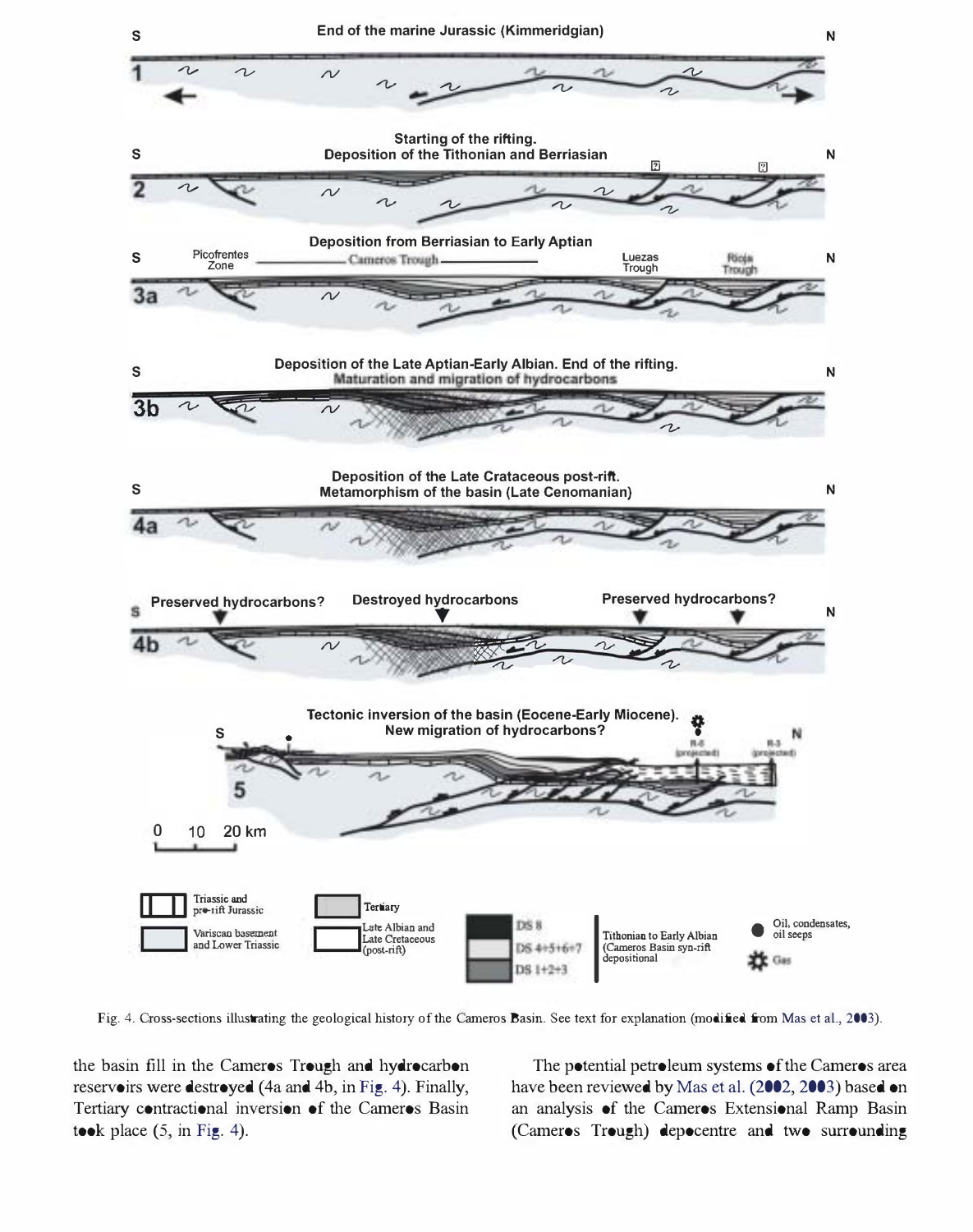Fig. 4. Cross-sections illustrating the geological history of the Cameros Basin. See text for explanation (modified from Mas et al., 2003).

the basin fill in the Cameros Trough and hydrocarbon reservoirs were destroyed (4a and 4b, in Fig. 4). Finally, Tertiary contractional inversion of the Cameros Basin took place (5, in Fig. 4).

The potential petroleum systems of the Cameros area have been reviewed by Mas et al. (2002, 2003) based on an analysis of the Cameros Extensional Ramp Basin (Cameros Trough) depocentre and two surrounding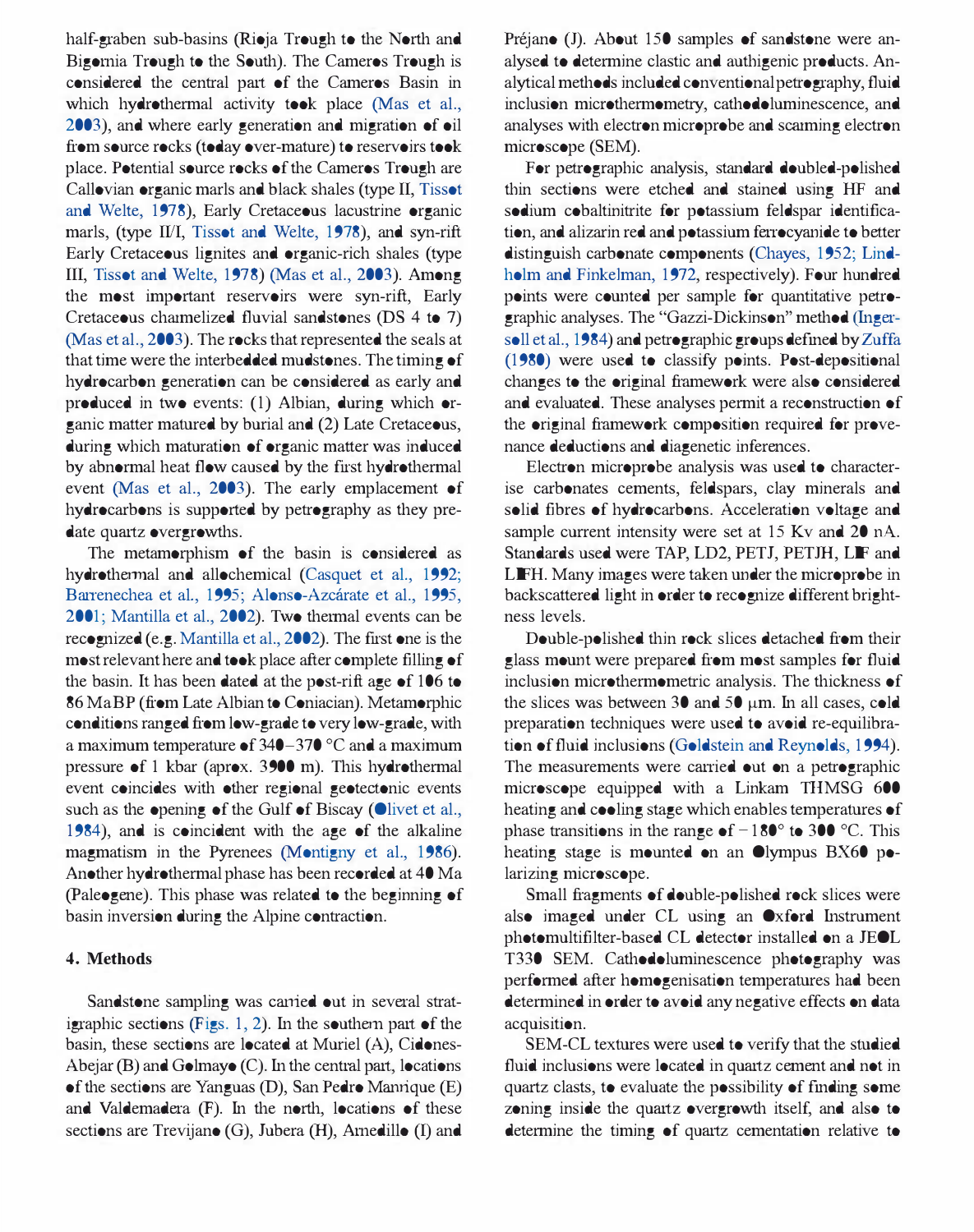half-graben sub-basins (Rioja Trough to the North and Bigornia Trough to the South). The Cameros Trough is considered the central part of the Cameros Basin in which hydrothermal activity took place (Mas et al., 2003), and where early generation and migration of oil from source rocks (today over-mature) to reservoirs took place. Potential source rocks of the Cameros Trough are Callovian organic marls and black shales (type II, Tissot and Welte, 1978), Early Cretaceous lacustrine organic marls, (type II/I, Tissot and Welte, 1978), and syn-rift Early Cretaceous lignites and organic-rich shales (type III, Tissot and Welte, 1978) (Mas et al., 2003). Among the most important reservoirs were syn-rift, Early Cretaceous channelized fluvial sandstones (DS 4 to 7) (Mas et al., 2003). The rocks that represented the seals at that time were the interbedded mudstones. The timing of hydrocarbon generation can be considered as early and produced in two events: (1) Albian, during which organic matter matured by burial and (2) Late Cretaceous, during which maturation of organic matter was induced by abnormal heat flow caused by the first hydrothermal event (Mas et al., 2003). The early emplacement of hydrocarbons is supported by petrography as they predate quartz overgrowths.

The metamorphism of the basin is considered as hydrothermal and allochemical (Casquet et al., 1992; Barrenechea et al., 1995; Alonso-Azcárate et al., 1995, 2001; Mantilla et al., 2002). Two thermal events can be recognized (e.g. Mantilla et al., 2002). The first one is the most relevant here and took place after complete filling of the basin. It has been dated at the post-rift age of 106 to 86 Ma BP (from Late Albian to Coniacian). Metamorphic conditions ranged from low-grade to very low-grade, with a maximum temperature of 340–370 °C and a maximum pressure of 1 kbar (aprox. 3900 m). This hydrothermal event coincides with other regional geotectonic events such as the opening of the Gulf of Biscay (Olivet et al., 1984), and is coincident with the age of the alkaline magmatism in the Pyrenees (Montigny et al., 1986). Another hydrothermal phase has been recorded at 40 Ma (Paleogene). This phase was related to the beginning of basin inversion during the Alpine contraction.

## 4. Methods

Sandstone sampling was carried out in several stratigraphic sections (Figs. 1, 2). In the southern part of the basin, these sections are located at Muriel (A), Cidones-Abejar (B) and Golmayo (C). In the central part, locations of the sections are Yanguas (D), San Pedro Manrique (E) and Valdemadera (F). In the north, locations of these sections are Trevijano (G), Jubera (H), Arnedillo (I) and Préjano (J). About 150 samples of sandstone were analysed to determine clastic and authigenic products. Analytical methods included conventional petrography, fluid inclusion microthermometry, cathodoluminescence, and analyses with electron microprobe and scanning electron microscope (SEM).

For petrographic analysis, standard doubled-polished thin sections were etched and stained using HF and sodium cobaltinitrite for potassium feldspar identification, and alizarin red and potassium ferrocyanide to better distinguish carbonate components (Chayes, 1952; Lindholm and Finkelman, 1972, respectively). Four hundred points were counted per sample for quantitative petrographic analyses. The "Gazzi-Dickinson" method (Ingersoll et al., 1984) and petrographic groups defined by Zuffa (1980) were used to classify points. Post-depositional changes to the original framework were also considered and evaluated. These analyses permit a reconstruction of the original framework composition required for provenance deductions and diagenetic inferences.

Electron microprobe analysis was used to characterise carbonates cements, feldspars, clay minerals and solid fibres of hydrocarbons. Acceleration voltage and sample current intensity were set at 15 Kv and 20 nA. Standards used were TAP, LD2, PETJ, PETJH, LIF and LIFH. Many images were taken under the microprobe in backscattered light in order to recognize different brightness levels.

Double-polished thin rock slices detached from their glass mount were prepared from most samples for fluid inclusion microthermometric analysis. The thickness of the slices was between 30 and 50 μm. In all cases, cold preparation techniques were used to avoid re-equilibration of fluid inclusions (Goldstein and Reynolds, 1994). The measurements were carried out on a petrographic microscope equipped with a Linkam THMSG 600 heating and cooling stage which enables temperatures of phase transitions in the range of −180° to 300 °C. This heating stage is mounted on an Olympus BX60 polarizing microscope.

Small fragments of double-polished rock slices were also imaged under CL using an Oxford Instrument photomultifilter-based CL detector installed on a JEOL T330 SEM. Cathodoluminescence photography was performed after homogenisation temperatures had been determined in order to avoid any negative effects on data acquisition.

SEM-CL textures were used to verify that the studied fluid inclusions were located in quartz cement and not in quartz clasts, to evaluate the possibility of finding some zoning inside the quartz overgrowth itself, and also to determine the timing of quartz cementation relative to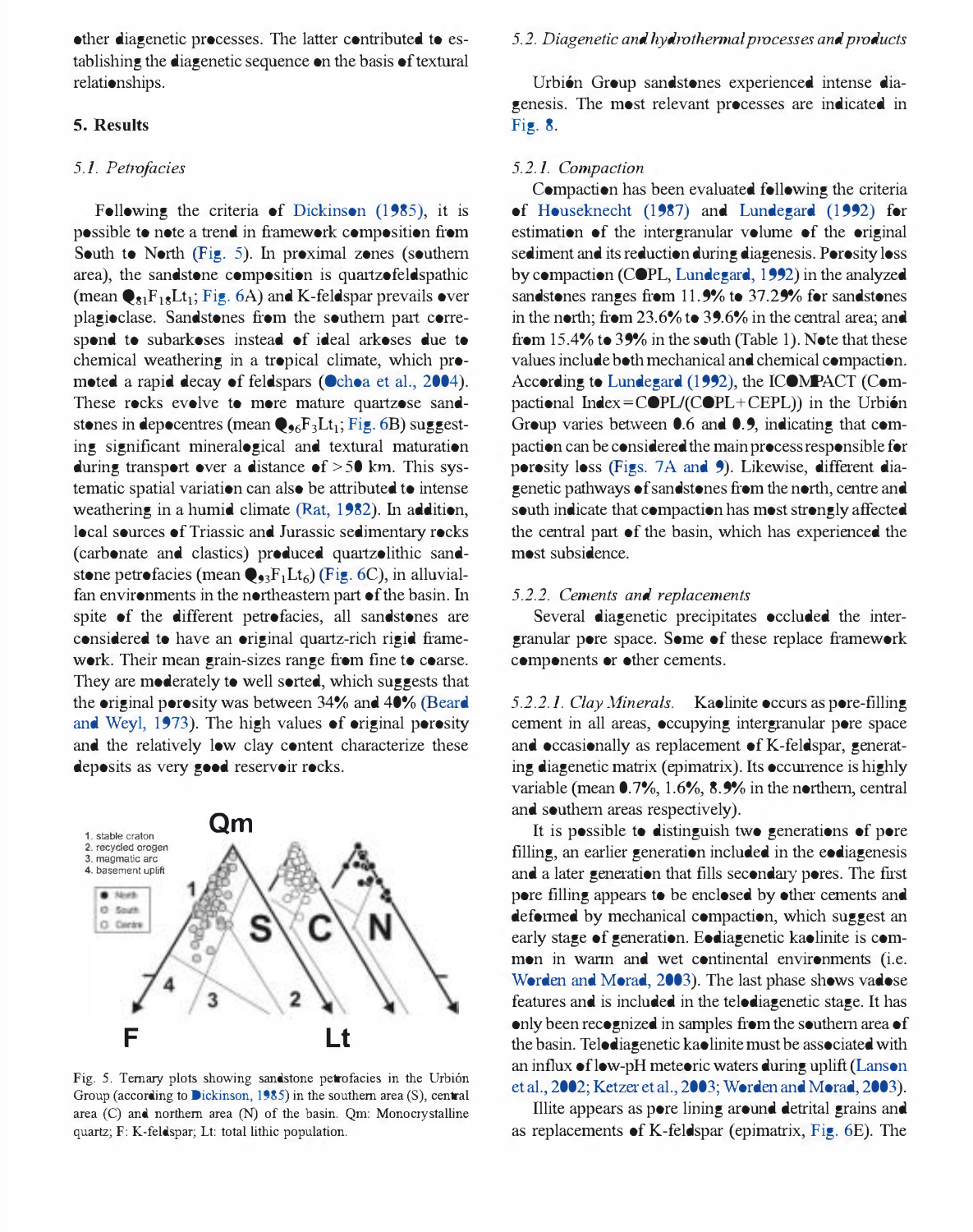other diagenetic processes. The latter contributed to establishing the diagenetic sequence on the basis of textural relationships.

## 5. Results

### 5.1. Petrofacies

Following the criteria of Dickinson (1985), it is possible to note a trend in framework composition from South to North (Fig. 5). In proximal zones (southern area), the sandstone composition is quartzofeldspathic (mean $Q_{81}F_{18}Lt_1$; Fig. 6A) and K-feldspar prevails over plagioclase. Sandstones from the southern part correspond to subarkoses instead of ideal arkoses due to chemical weathering in a tropical climate, which promoted a rapid decay of feldspars (Ochoa et al., 2004). These rocks evolve to more mature quartzose sandstones in depocentres (mean $Q_{96}F_3Lt_1$; Fig. 6B) suggesting significant mineralogical and textural maturation during transport over a distance of >50 km. This systematic spatial variation can also be attributed to intense weathering in a humid climate (Rat, 1982). In addition, local sources of Triassic and Jurassic sedimentary rocks (carbonate and clastics) produced quartzolithic sandstone petrofacies (mean $Q_{93}F_1Lt_6$) (Fig. 6C), in alluvial-fan environments in the northeastern part of the basin. In spite of the different petrofacies, all sandstones are considered to have an original quartz-rich rigid framework. Their mean grain-sizes range from fine to coarse. They are moderately to well sorted, which suggests that the original porosity was between 34% and 40% (Beard and Weyl, 1973). The high values of original porosity and the relatively low clay content characterize these deposits as very good reservoir rocks.

Fig. 5. Ternary plots showing sandstone petrofacies in the Urbión Group (according to Dickinson, 1985) in the southern area (S), central area (C) and northern area (N) of the basin. Qm: Monocrystalline quartz; F: K-feldspar; Lt: total lithic population.

### 5.2. Diagenetic and hydrothermal processes and products

Urbión Group sandstones experienced intense diagenesis. The most relevant processes are indicated in Fig. 8.

#### 5.2.1. Compaction

Compaction has been evaluated following the criteria of Houseknecht (1987) and Lundegard (1992) for estimation of the intergranular volume of the original sediment and its reduction during diagenesis. Porosity loss by compaction (COPL, Lundegard, 1992) in the analyzed sandstones ranges from 11.9% to 37.29% for sandstones in the north; from 23.6% to 39.6% in the central area; and from 15.4% to 39% in the south (Table 1). Note that these values include both mechanical and chemical compaction. According to Lundegard (1992), the ICOMPACT (Compactional Index = COPL/(COPL + CEPL)) in the Urbión Group varies between 0.6 and 0.9, indicating that compaction can be considered the main process responsible for porosity loss (Figs. 7A and 9). Likewise, different diagenetic pathways of sandstones from the north, centre and south indicate that compaction has most strongly affected the central part of the basin, which has experienced the most subsidence.

#### 5.2.2. Cements and replacements

Several diagenetic precipitates occluded the intergranular pore space. Some of these replace framework components or other cements.

*5.2.2.1. Clay Minerals.* Kaolinite occurs as pore-filling cement in all areas, occupying intergranular pore space and occasionally as replacement of K-feldspar, generating diagenetic matrix (epimatrix). Its occurrence is highly variable (mean 0.7%, 1.6%, 8.9% in the northern, central and southern areas respectively).

It is possible to distinguish two generations of pore filling, an earlier generation included in the eodiagenesis and a later generation that fills secondary pores. The first pore filling appears to be enclosed by other cements and deformed by mechanical compaction, which suggest an early stage of generation. Eodiagenetic kaolinite is common in warm and wet continental environments (i.e. Worden and Morad, 2003). The last phase shows vadose features and is included in the telodiagenetic stage. It has only been recognized in samples from the southern area of the basin. Telodiagenetic kaolinite must be associated with an influx of low-pH meteoric waters during uplift (Lanson et al., 2002; Ketzer et al., 2003; Worden and Morad, 2003).

Illite appears as pore lining around detrital grains and as replacements of K-feldspar (epimatrix, Fig. 6E). The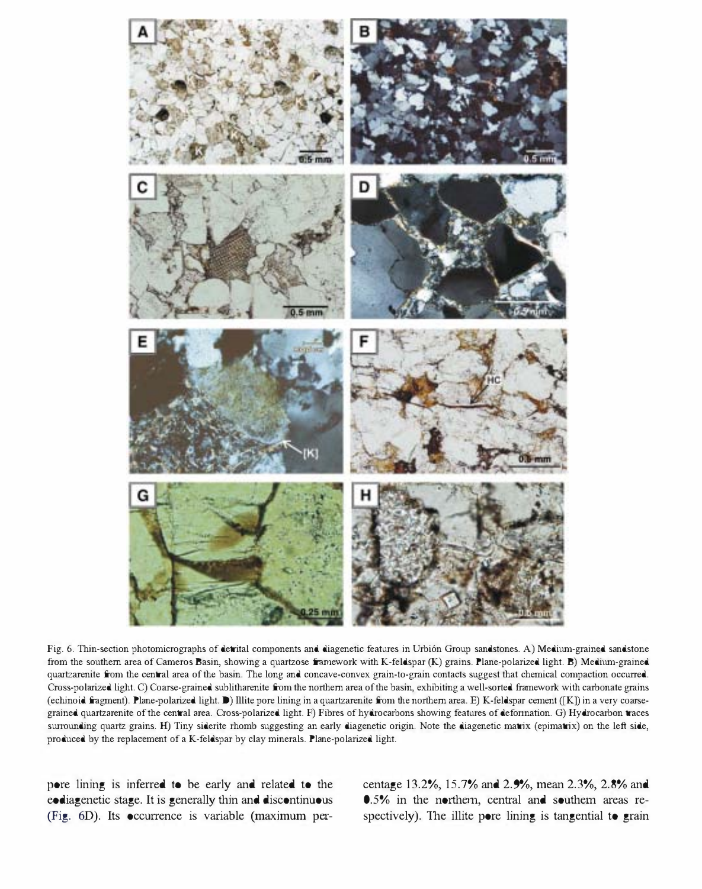Fig. 6. Thin-section photomicrographs of detrital components and diagenetic features in Urbión Group sandstones. A) Medium-grained sandstone from the southern area of Cameros Basin, showing a quartzose framework with K-feldspar (K) grains. Plane-polarized light. B) Medium-grained quartzarenite from the central area of the basin. The long and concave-convex grain-to-grain contacts suggest that chemical compaction occurred. Cross-polarized light. C) Coarse-grained sublitharenite from the northern area of the basin, exhibiting a well-sorted framework with carbonate grains (echinoid fragment). Plane-polarized light. D) Illite pore lining in a quartzarenite from the northern area. E) K-feldspar cement ([K]) in a very coarse-grained quartzarenite of the central area. Cross-polarized light. F) Fibres of hydrocarbons showing features of deformation. G) Hydrocarbon traces surrounding quartz grains. H) Tiny siderite rhomb suggesting an early diagenetic origin. Note the diagenetic matrix (epimatrix) on the left side, produced by the replacement of a K-feldspar by clay minerals. Plane-polarized light.

pore lining is inferred to be early and related to the eodiagenetic stage. It is generally thin and discontinuous (Fig. 6D). Its occurrence is variable (maximum percentage 13.2%, 15.7% and 2.9%, mean 2.3%, 2.8% and 0.5% in the northern, central and southern areas respectively). The illite pore lining is tangential to grain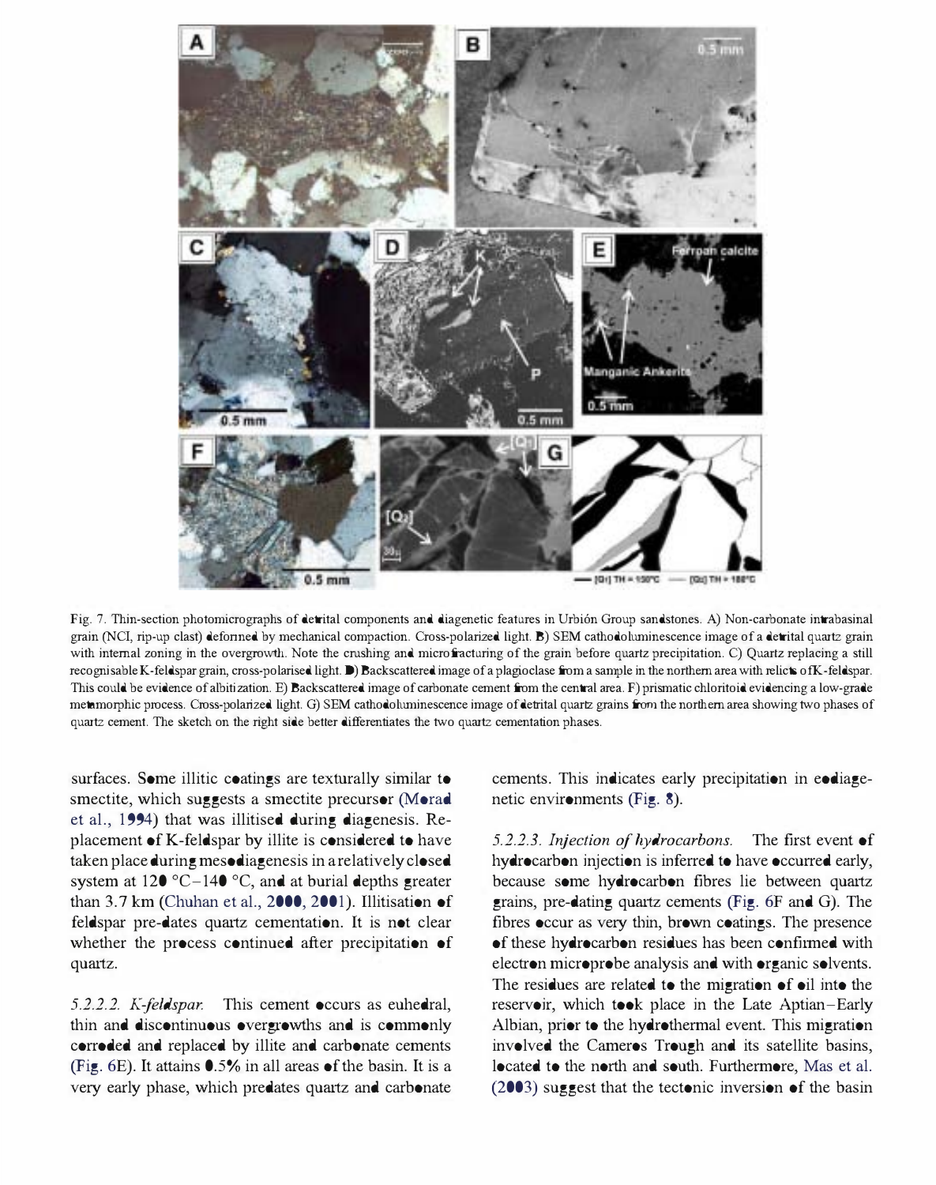Fig. 7. Thin-section photomicrographs of detrital components and diagenetic features in Urbión Group sandstones. A) Non-carbonate intrabasinal grain (NCI, rip-up clast) deformed by mechanical compaction. Cross-polarized light. B) SEM cathodoluminescence image of a detrital quartz grain with internal zoning in the overgrowth. Note the crushing and microfracturing of the grain before quartz precipitation. C) Quartz replacing a still recognisable K-feldspar grain, cross-polarised light. D) Backscattered image of a plagioclase from a sample in the northern area with relicts of K-feldspar. This could be evidence of albitization. E) Backscattered image of carbonate cement from the central area. F) prismatic chloritoid evidencing a low-grade metamorphic process. Cross-polarized light. G) SEM cathodoluminescence image of detrital quartz grains from the northern area showing two phases of quartz cement. The sketch on the right side better differentiates the two quartz cementation phases.

surfaces. Some illitic coatings are texturally similar to smectite, which suggests a smectite precursor (Morad et al., 1994) that was illitised during diagenesis. Replacement of K-feldspar by illite is considered to have taken place during mesodiagenesis in a relatively closed system at 120 °C–140 °C, and at burial depths greater than 3.7 km (Chuhan et al., 2000, 2001). Illitisation of feldspar pre-dates quartz cementation. It is not clear whether the process continued after precipitation of quartz.

*5.2.2.2. K-feldspar.* This cement occurs as euhedral, thin and discontinuous overgrowths and is commonly corroded and replaced by illite and carbonate cements (Fig. 6E). It attains 0.5% in all areas of the basin. It is a very early phase, which predates quartz and carbonate cements. This indicates early precipitation in eodiagenetic environments (Fig. 8).

*5.2.2.3. Injection of hydrocarbons.* The first event of hydrocarbon injection is inferred to have occurred early, because some hydrocarbon fibres lie between quartz grains, pre-dating quartz cements (Fig. 6F and G). The fibres occur as very thin, brown coatings. The presence of these hydrocarbon residues has been confirmed with electron microprobe analysis and with organic solvents. The residues are related to the migration of oil into the reservoir, which took place in the Late Aptian–Early Albian, prior to the hydrothermal event. This migration involved the Cameros Trough and its satellite basins, located to the north and south. Furthermore, Mas et al. (2003) suggest that the tectonic inversion of the basin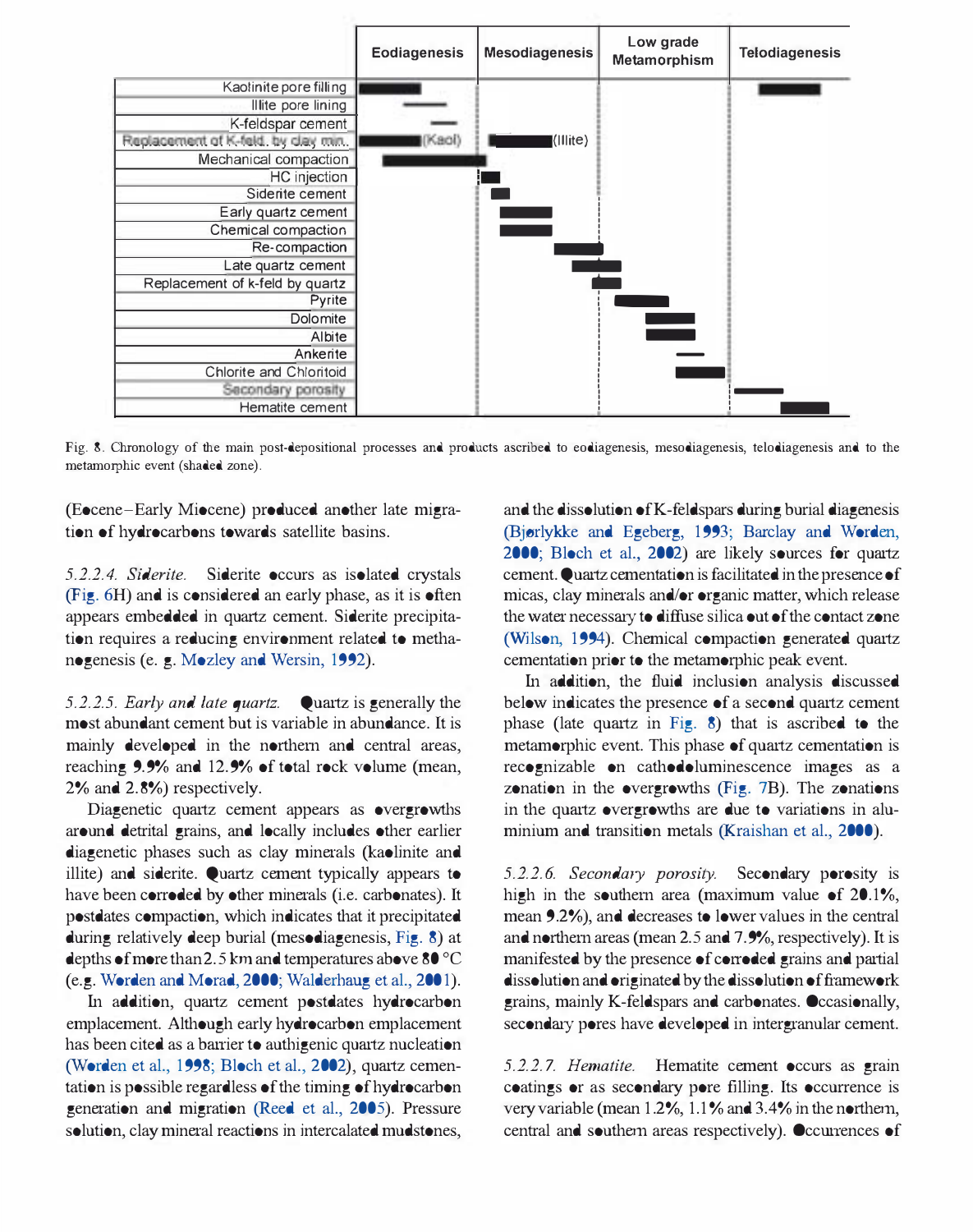| Process / product | Eodiagenesis | Mesodiagenesis | Low grade Metamorphism | Telodiagenesis |
|---|---|---|---|---|
| Kaolinite pore filling | X | | | X |
| Illite pore lining | X | | | |
| K-feldspar cement | X | | | |
| Replacement of K-feld. by clay min. | X (Kaol) | X (Illite) | | |
| Mechanical compaction | X | | | |
| HC injection | | X | | |
| Siderite cement | | X | | |
| Early quartz cement | | X | | |
| Chemical compaction | | X | | |
| Re-compaction | | X | X | |
| Late quartz cement | | X | X | |
| Replacement of k-feld by quartz | | X | X | |
| Pyrite | | | X | |
| Dolomite | | | X | |
| Albite | | | X | |
| Ankerite | | | X | |
| Chlorite and Chloritoid | | | X | |
| Secondary porosity | | | | X |
| Hematite cement | | | | X |

Fig. 8. Chronology of the main post-depositional processes and products ascribed to eodiagenesis, mesodiagenesis, telodiagenesis and to the metamorphic event (shaded zone).

(Eocene–Early Miocene) produced another late migration of hydrocarbons towards satellite basins.

*5.2.2.4. Siderite.* Siderite occurs as isolated crystals (Fig. 6H) and is considered an early phase, as it is often appears embedded in quartz cement. Siderite precipitation requires a reducing environment related to methanogenesis (e. g. Mozley and Wersin, 1992).

*5.2.2.5. Early and late quartz.* Quartz is generally the most abundant cement but is variable in abundance. It is mainly developed in the northern and central areas, reaching 9.9% and 12.9% of total rock volume (mean, 2% and 2.8%) respectively.

Diagenetic quartz cement appears as overgrowths around detrital grains, and locally includes other earlier diagenetic phases such as clay minerals (kaolinite and illite) and siderite. Quartz cement typically appears to have been corroded by other minerals (i.e. carbonates). It postdates compaction, which indicates that it precipitated during relatively deep burial (mesodiagenesis, Fig. 8) at depths of more than 2.5 km and temperatures above 80 °C (e.g. Worden and Morad, 2000; Walderhaug et al., 2001).

In addition, quartz cement postdates hydrocarbon emplacement. Although early hydrocarbon emplacement has been cited as a barrier to authigenic quartz nucleation (Worden et al., 1998; Bloch et al., 2002), quartz cementation is possible regardless of the timing of hydrocarbon generation and migration (Reed et al., 2005). Pressure solution, clay mineral reactions in intercalated mudstones, and the dissolution of K-feldspars during burial diagenesis (Bjørlykke and Egeberg, 1993; Barclay and Worden, 2000; Bloch et al., 2002) are likely sources for quartz cement. Quartz cementation is facilitated in the presence of micas, clay minerals and/or organic matter, which release the water necessary to diffuse silica out of the contact zone (Wilson, 1994). Chemical compaction generated quartz cementation prior to the metamorphic peak event.

In addition, the fluid inclusion analysis discussed below indicates the presence of a second quartz cement phase (late quartz in Fig. 8) that is ascribed to the metamorphic event. This phase of quartz cementation is recognizable on cathodoluminescence images as a zonation in the overgrowths (Fig. 7B). The zonations in the quartz overgrowths are due to variations in aluminium and transition metals (Kraishan et al., 2000).

*5.2.2.6. Secondary porosity.* Secondary porosity is high in the southern area (maximum value of 20.1%, mean 9.2%), and decreases to lower values in the central and northern areas (mean 2.5 and 7.9%, respectively). It is manifested by the presence of corroded grains and partial dissolution and originated by the dissolution of framework grains, mainly K-feldspars and carbonates. Occasionally, secondary pores have developed in intergranular cement.

*5.2.2.7. Hematite.* Hematite cement occurs as grain coatings or as secondary pore filling. Its occurrence is very variable (mean 1.2%, 1.1% and 3.4% in the northern, central and southern areas respectively). Occurrences of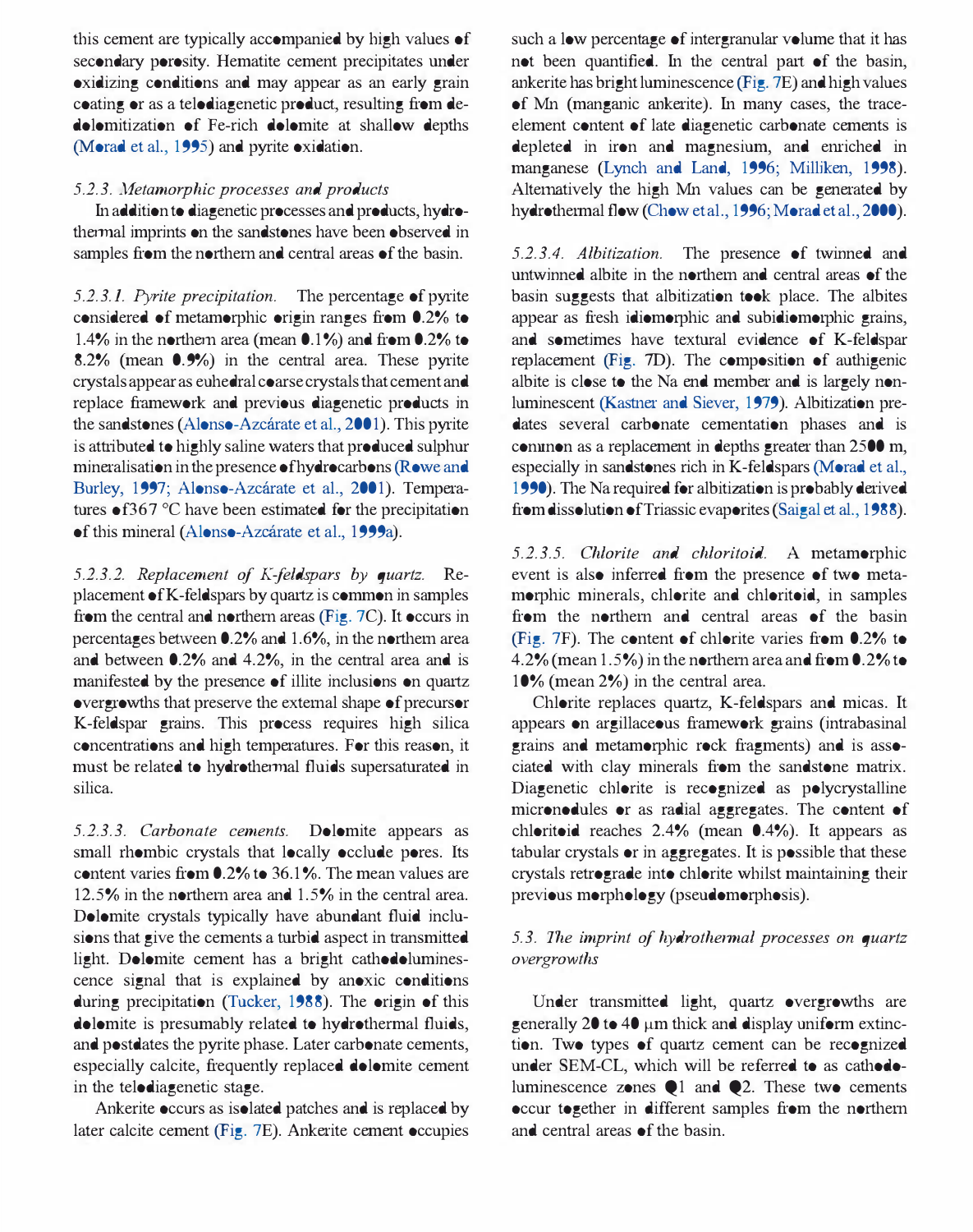this cement are typically accompanied by high values of secondary porosity. Hematite cement precipitates under oxidizing conditions and may appear as an early grain coating or as a telodiagenetic product, resulting from dedolomitization of Fe-rich dolomite at shallow depths (Morad et al., 1995) and pyrite oxidation.

### 5.2.3. Metamorphic processes and products

In addition to diagenetic processes and products, hydrothermal imprints on the sandstones have been observed in samples from the northern and central areas of the basin.

*5.2.3.1. Pyrite precipitation.* The percentage of pyrite considered of metamorphic origin ranges from 0.2% to 1.4% in the northern area (mean 0.1%) and from 0.2% to 8.2% (mean 0.9%) in the central area. These pyrite crystals appear as euhedral coarse crystals that cement and replace framework and previous diagenetic products in the sandstones (Alonso-Azcárate et al., 2001). This pyrite is attributed to highly saline waters that produced sulphur mineralisation in the presence of hydrocarbons (Rowe and Burley, 1997; Alonso-Azcárate et al., 2001). Temperatures of 367 °C have been estimated for the precipitation of this mineral (Alonso-Azcárate et al., 1999a).

*5.2.3.2. Replacement of K-feldspars by quartz.* Replacement of K-feldspars by quartz is common in samples from the central and northern areas (Fig. 7C). It occurs in percentages between 0.2% and 1.6%, in the northern area and between 0.2% and 4.2%, in the central area and is manifested by the presence of illite inclusions on quartz overgrowths that preserve the external shape of precursor K-feldspar grains. This process requires high silica concentrations and high temperatures. For this reason, it must be related to hydrothermal fluids supersaturated in silica.

*5.2.3.3. Carbonate cements.* Dolomite appears as small rhombic crystals that locally occlude pores. Its content varies from 0.2% to 36.1%. The mean values are 12.5% in the northern area and 1.5% in the central area. Dolomite crystals typically have abundant fluid inclusions that give the cements a turbid aspect in transmitted light. Dolomite cement has a bright cathodoluminescence signal that is explained by anoxic conditions during precipitation (Tucker, 1988). The origin of this dolomite is presumably related to hydrothermal fluids, and postdates the pyrite phase. Later carbonate cements, especially calcite, frequently replaced dolomite cement in the telodiagenetic stage.

Ankerite occurs as isolated patches and is replaced by later calcite cement (Fig. 7E). Ankerite cement occupies such a low percentage of intergranular volume that it has not been quantified. In the central part of the basin, ankerite has bright luminescence (Fig. 7E) and high values of Mn (manganic ankerite). In many cases, the trace-element content of late diagenetic carbonate cements is depleted in iron and magnesium, and enriched in manganese (Lynch and Land, 1996; Milliken, 1998). Alternatively the high Mn values can be generated by hydrothermal flow (Chow et al., 1996; Morad et al., 2000).

*5.2.3.4. Albitization.* The presence of twinned and untwinned albite in the northern and central areas of the basin suggests that albitization took place. The albites appear as fresh idiomorphic and subidiomorphic grains, and sometimes have textural evidence of K-feldspar replacement (Fig. 7D). The composition of authigenic albite is close to the Na end member and is largely non-luminescent (Kastner and Siever, 1979). Albitization predates several carbonate cementation phases and is common as a replacement in depths greater than 2500 m, especially in sandstones rich in K-feldspars (Morad et al., 1990). The Na required for albitization is probably derived from dissolution of Triassic evaporites (Saigal et al., 1988).

*5.2.3.5. Chlorite and chloritoid.* A metamorphic event is also inferred from the presence of two metamorphic minerals, chlorite and chloritoid, in samples from the northern and central areas of the basin (Fig. 7F). The content of chlorite varies from 0.2% to 4.2% (mean 1.5%) in the northern area and from 0.2% to 10% (mean 2%) in the central area.

Chlorite replaces quartz, K-feldspars and micas. It appears on argillaceous framework grains (intrabasinal grains and metamorphic rock fragments) and is associated with clay minerals from the sandstone matrix. Diagenetic chlorite is recognized as polycrystalline micronodules or as radial aggregates. The content of chloritoid reaches 2.4% (mean 0.4%). It appears as tabular crystals or in aggregates. It is possible that these crystals retrograde into chlorite whilst maintaining their previous morphology (pseudomorphosis).

## 5.3. The imprint of hydrothermal processes on quartz overgrowths

Under transmitted light, quartz overgrowths are generally 20 to 40 μm thick and display uniform extinction. Two types of quartz cement can be recognized under SEM-CL, which will be referred to as cathodoluminescence zones Q1 and Q2. These two cements occur together in different samples from the northern and central areas of the basin.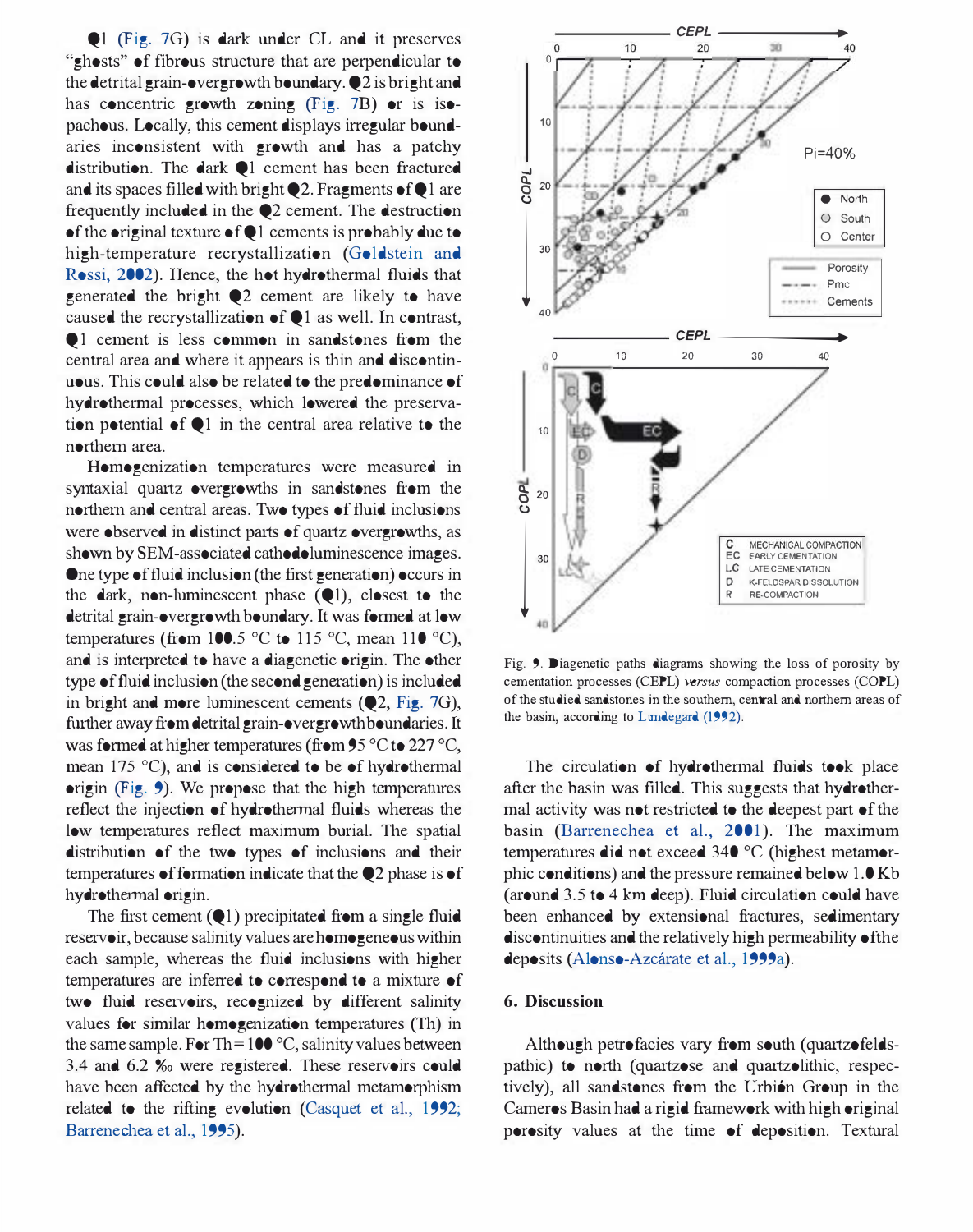Q1 (Fig. 7G) is dark under CL and it preserves "ghosts" of fibrous structure that are perpendicular to the detrital grain-overgrowth boundary. Q2 is bright and has concentric growth zoning (Fig. 7B) or is isopachous. Locally, this cement displays irregular boundaries inconsistent with growth and has a patchy distribution. The dark Q1 cement has been fractured and its spaces filled with bright Q2. Fragments of Q1 are frequently included in the Q2 cement. The destruction of the original texture of Q1 cements is probably due to high-temperature recrystallization (Goldstein and Rossi, 2002). Hence, the hot hydrothermal fluids that generated the bright Q2 cement are likely to have caused the recrystallization of Q1 as well. In contrast, Q1 cement is less common in sandstones from the central area and where it appears is thin and discontinuous. This could also be related to the predominance of hydrothermal processes, which lowered the preservation potential of Q1 in the central area relative to the northern area.

Homogenization temperatures were measured in syntaxial quartz overgrowths in sandstones from the northern and central areas. Two types of fluid inclusions were observed in distinct parts of quartz overgrowths, as shown by SEM-associated cathodoluminescence images. One type of fluid inclusion (the first generation) occurs in the dark, non-luminescent phase (Q1), closest to the detrital grain-overgrowth boundary. It was formed at low temperatures (from 100.5 °C to 115 °C, mean 110 °C), and is interpreted to have a diagenetic origin. The other type of fluid inclusion (the second generation) is included in bright and more luminescent cements (Q2, Fig. 7G), further away from detrital grain-overgrowth boundaries. It was formed at higher temperatures (from 95 °C to 227 °C, mean 175 °C), and is considered to be of hydrothermal origin (Fig. 9). We propose that the high temperatures reflect the injection of hydrothermal fluids whereas the low temperatures reflect maximum burial. The spatial distribution of the two types of inclusions and their temperatures of formation indicate that the Q2 phase is of hydrothermal origin.

The first cement (Q1) precipitated from a single fluid reservoir, because salinity values are homogeneous within each sample, whereas the fluid inclusions with higher temperatures are inferred to correspond to a mixture of two fluid reservoirs, recognized by different salinity values for similar homogenization temperatures (Th) in the same sample. For Th = 100 °C, salinity values between 3.4 and 6.2 ‰ were registered. These reservoirs could have been affected by the hydrothermal metamorphism related to the rifting evolution (Casquet et al., 1992; Barrenechea et al., 1995).

Fig. 9. Diagenetic paths diagrams showing the loss of porosity by cementation processes (CEPL) *versus* compaction processes (COPL) of the studied sandstones in the southern, central and northern areas of the basin, according to Lundegard (1992).

The circulation of hydrothermal fluids took place after the basin was filled. This suggests that hydrothermal activity was not restricted to the deepest part of the basin (Barrenechea et al., 2001). The maximum temperatures did not exceed 340 °C (highest metamorphic conditions) and the pressure remained below 1.0 Kb (around 3.5 to 4 km deep). Fluid circulation could have been enhanced by extensional fractures, sedimentary discontinuities and the relatively high permeability of the deposits (Alonso-Azcárate et al., 1999a).

## 6. Discussion

Although petrofacies vary from south (quartzofeldspathic) to north (quartzose and quartzolithic, respectively), all sandstones from the Urbión Group in the Cameros Basin had a rigid framework with high original porosity values at the time of deposition. Textural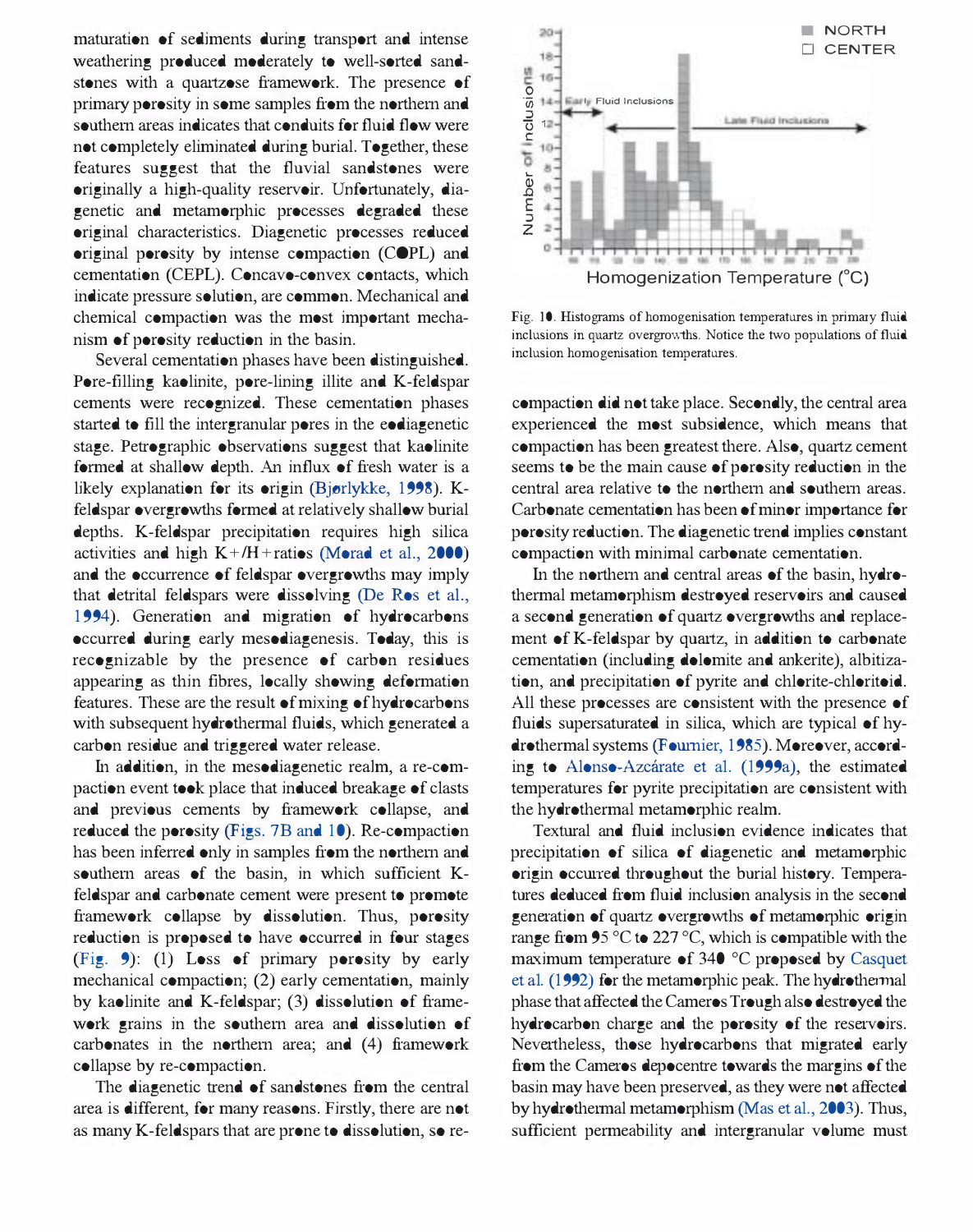maturation of sediments during transport and intense weathering produced moderately to well-sorted sandstones with a quartzose framework. The presence of primary porosity in some samples from the northern and southern areas indicates that conduits for fluid flow were not completely eliminated during burial. Together, these features suggest that the fluvial sandstones were originally a high-quality reservoir. Unfortunately, diagenetic and metamorphic processes degraded these original characteristics. Diagenetic processes reduced original porosity by intense compaction (COPL) and cementation (CEPL). Concavo-convex contacts, which indicate pressure solution, are common. Mechanical and chemical compaction was the most important mechanism of porosity reduction in the basin.

Several cementation phases have been distinguished. Pore-filling kaolinite, pore-lining illite and K-feldspar cements were recognized. These cementation phases started to fill the intergranular pores in the eodiagenetic stage. Petrographic observations suggest that kaolinite formed at shallow depth. An influx of fresh water is a likely explanation for its origin (Bjørlykke, 1998). K-feldspar overgrowths formed at relatively shallow burial depths. K-feldspar precipitation requires high silica activities and high K+/H+ratios (Morad et al., 2000) and the occurrence of feldspar overgrowths may imply that detrital feldspars were dissolving (De Ros et al., 1994). Generation and migration of hydrocarbons occurred during early mesodiagenesis. Today, this is recognizable by the presence of carbon residues appearing as thin fibres, locally showing deformation features. These are the result of mixing of hydrocarbons with subsequent hydrothermal fluids, which generated a carbon residue and triggered water release.

In addition, in the mesodiagenetic realm, a re-compaction event took place that induced breakage of clasts and previous cements by framework collapse, and reduced the porosity (Figs. 7B and 10). Re-compaction has been inferred only in samples from the northern and southern areas of the basin, in which sufficient K-feldspar and carbonate cement were present to promote framework collapse by dissolution. Thus, porosity reduction is proposed to have occurred in four stages (Fig. 9): (1) Loss of primary porosity by early mechanical compaction; (2) early cementation, mainly by kaolinite and K-feldspar; (3) dissolution of framework grains in the southern area and dissolution of carbonates in the northern area; and (4) framework collapse by re-compaction.

The diagenetic trend of sandstones from the central area is different, for many reasons. Firstly, there are not as many K-feldspars that are prone to dissolution, so re-compaction did not take place. Secondly, the central area experienced the most subsidence, which means that compaction has been greatest there. Also, quartz cement seems to be the main cause of porosity reduction in the central area relative to the northern and southern areas. Carbonate cementation has been of minor importance for porosity reduction. The diagenetic trend implies constant compaction with minimal carbonate cementation.

Fig. 10. Histograms of homogenisation temperatures in primary fluid inclusions in quartz overgrowths. Notice the two populations of fluid inclusion homogenisation temperatures.

In the northern and central areas of the basin, hydrothermal metamorphism destroyed reservoirs and caused a second generation of quartz overgrowths and replacement of K-feldspar by quartz, in addition to carbonate cementation (including dolomite and ankerite), albitization, and precipitation of pyrite and chlorite-chloritoid. All these processes are consistent with the presence of fluids supersaturated in silica, which are typical of hydrothermal systems (Fournier, 1985). Moreover, according to Alonso-Azcárate et al. (1999a), the estimated temperatures for pyrite precipitation are consistent with the hydrothermal metamorphic realm.

Textural and fluid inclusion evidence indicates that precipitation of silica of diagenetic and metamorphic origin occurred throughout the burial history. Temperatures deduced from fluid inclusion analysis in the second generation of quartz overgrowths of metamorphic origin range from 95 °C to 227 °C, which is compatible with the maximum temperature of 340 °C proposed by Casquet et al. (1992) for the metamorphic peak. The hydrothermal phase that affected the Cameros Trough also destroyed the hydrocarbon charge and the porosity of the reservoirs. Nevertheless, those hydrocarbons that migrated early from the Cameros depocentre towards the margins of the basin may have been preserved, as they were not affected by hydrothermal metamorphism (Mas et al., 2003). Thus, sufficient permeability and intergranular volume must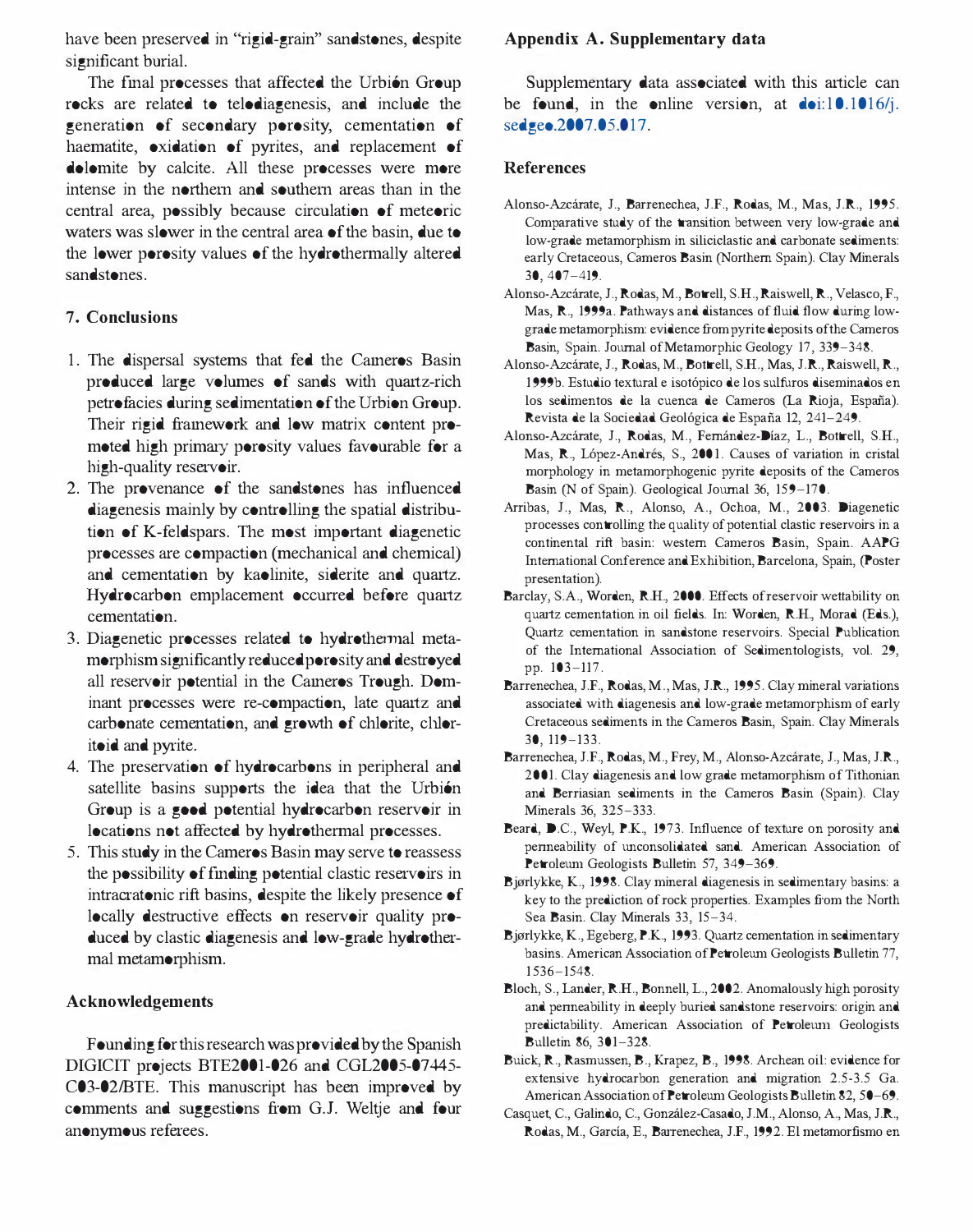have been preserved in "rigid-grain" sandstones, despite significant burial.

The final processes that affected the Urbión Group rocks are related to telodiagenesis, and include the generation of secondary porosity, cementation of haematite, oxidation of pyrites, and replacement of dolomite by calcite. All these processes were more intense in the northern and southern areas than in the central area, possibly because circulation of meteoric waters was slower in the central area of the basin, due to the lower porosity values of the hydrothermally altered sandstones.

## 7. Conclusions

1. The dispersal systems that fed the Cameros Basin produced large volumes of sands with quartz-rich petrofacies during sedimentation of the Urbion Group. Their rigid framework and low matrix content promoted high primary porosity values favourable for a high-quality reservoir.
2. The provenance of the sandstones has influenced diagenesis mainly by controlling the spatial distribution of K-feldspars. The most important diagenetic processes are compaction (mechanical and chemical) and cementation by kaolinite, siderite and quartz. Hydrocarbon emplacement occurred before quartz cementation.
3. Diagenetic processes related to hydrothermal metamorphism significantly reduced porosity and destroyed all reservoir potential in the Cameros Trough. Dominant processes were re-compaction, late quartz and carbonate cementation, and growth of chlorite, chloritoid and pyrite.
4. The preservation of hydrocarbons in peripheral and satellite basins supports the idea that the Urbión Group is a good potential hydrocarbon reservoir in locations not affected by hydrothermal processes.
5. This study in the Cameros Basin may serve to reassess the possibility of finding potential clastic reservoirs in intracratonic rift basins, despite the likely presence of locally destructive effects on reservoir quality produced by clastic diagenesis and low-grade hydrothermal metamorphism.

## Acknowledgements

Founding for this research was provided by the Spanish DIGICIT projects BTE2001-026 and CGL2005-07445-C03-02/BTE. This manuscript has been improved by comments and suggestions from G.J. Weltje and four anonymous referees.

## Appendix A. Supplementary data

Supplementary data associated with this article can be found, in the online version, at doi:10.1016/j.sedgeo.2007.05.017.

## References

Alonso-Azcárate, J., Barrenechea, J.F., Rodas, M., Mas, J.R., 1995. Comparative study of the transition between very low-grade and low-grade metamorphism in siliciclastic and carbonate sediments: early Cretaceous, Cameros Basin (Northern Spain). Clay Minerals 30, 407–419.

Alonso-Azcárate, J., Rodas, M., Bottrell, S.H., Raiswell, R., Velasco, F., Mas, R., 1999a. Pathways and distances of fluid flow during low-grade metamorphism: evidence from pyrite deposits of the Cameros Basin, Spain. Journal of Metamorphic Geology 17, 339–348.

Alonso-Azcárate, J., Rodas, M., Bottrell, S.H., Mas, J.R., Raiswell, R., 1999b. Estudio textural e isotópico de los sulfuros diseminados en los sedimentos de la cuenca de Cameros (La Rioja, España). Revista de la Sociedad Geológica de España 12, 241–249.

Alonso-Azcárate, J., Rodas, M., Fernández-Díaz, L., Bottrell, S.H., Mas, R., López-Andrés, S., 2001. Causes of variation in cristal morphology in metamorphogenic pyrite deposits of the Cameros Basin (N of Spain). Geological Journal 36, 159–170.

Arribas, J., Mas, R., Alonso, A., Ochoa, M., 2003. Diagenetic processes controlling the quality of potential clastic reservoirs in a continental rift basin: western Cameros Basin, Spain. AAPG International Conference and Exhibition, Barcelona, Spain, (Poster presentation).

Barclay, S.A., Worden, R.H., 2000. Effects of reservoir wettability on quartz cementation in oil fields. In: Worden, R.H., Morad (Eds.), Quartz cementation in sandstone reservoirs. Special Publication of the International Association of Sedimentologists, vol. 29, pp. 103–117.

Barrenechea, J.F., Rodas, M., Mas, J.R., 1995. Clay mineral variations associated with diagenesis and low-grade metamorphism of early Cretaceous sediments in the Cameros Basin, Spain. Clay Minerals 30, 119–133.

Barrenechea, J.F., Rodas, M., Frey, M., Alonso-Azcárate, J., Mas, J.R., 2001. Clay diagenesis and low grade metamorphism of Tithonian and Berriasian sediments in the Cameros Basin (Spain). Clay Minerals 36, 325–333.

Beard, D.C., Weyl, P.K., 1973. Influence of texture on porosity and permeability of unconsolidated sand. American Association of Petroleum Geologists Bulletin 57, 349–369.

Bjørlykke, K., 1998. Clay mineral diagenesis in sedimentary basins: a key to the prediction of rock properties. Examples from the North Sea Basin. Clay Minerals 33, 15–34.

Bjørlykke, K., Egeberg, P.K., 1993. Quartz cementation in sedimentary basins. American Association of Petroleum Geologists Bulletin 77, 1536–1548.

Bloch, S., Lander, R.H., Bonnell, L., 2002. Anomalously high porosity and permeability in deeply buried sandstone reservoirs: origin and predictability. American Association of Petroleum Geologists Bulletin 86, 301–328.

Buick, R., Rasmussen, B., Krapez, B., 1998. Archean oil: evidence for extensive hydrocarbon generation and migration 2.5-3.5 Ga. American Association of Petroleum Geologists Bulletin 82, 50–69.

Casquet, C., Galindo, C., González-Casado, J.M., Alonso, A., Mas, J.R., Rodas, M., García, E., Barrenechea, J.F., 1992. El metamorfismo en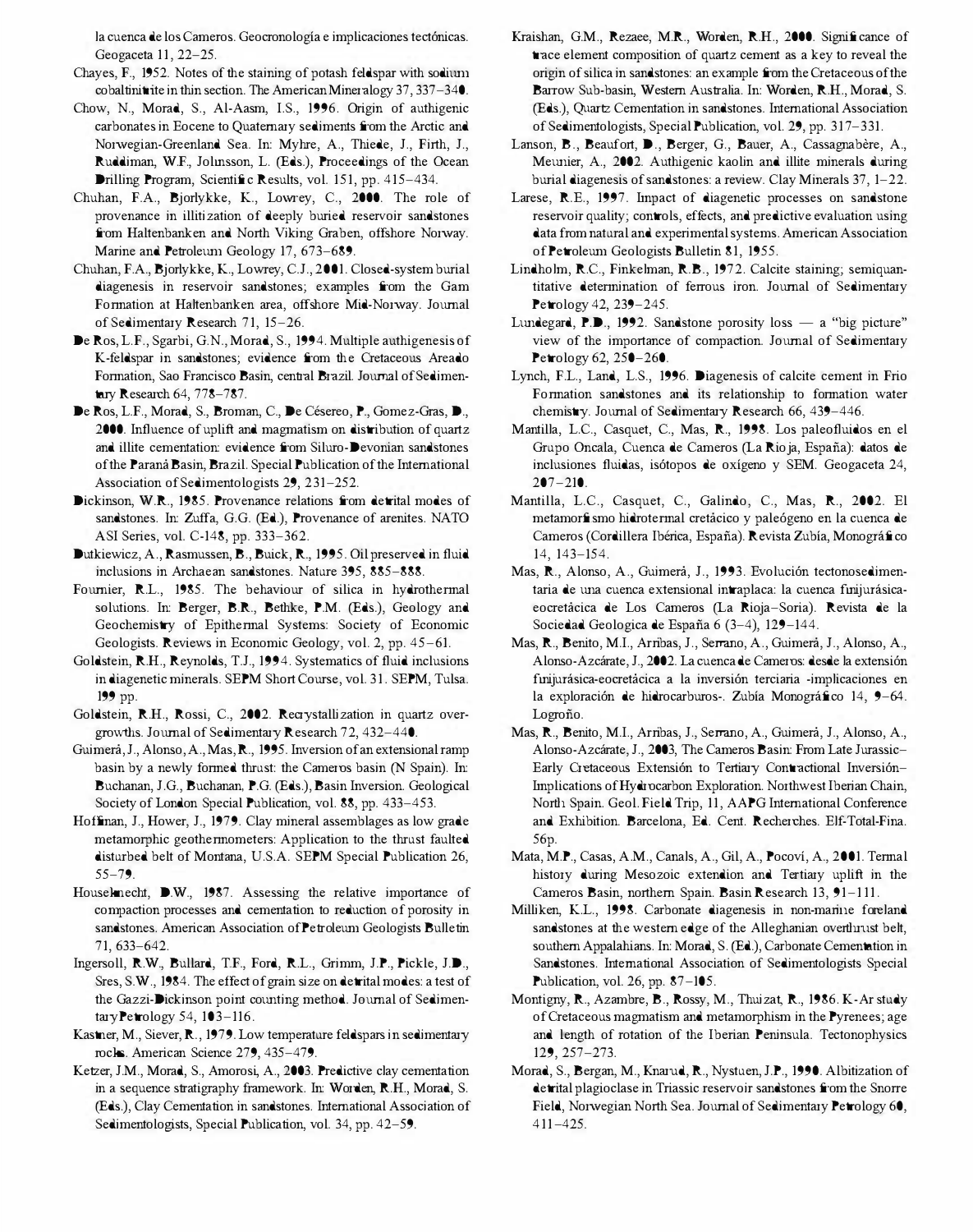la cuenca de los Cameros. Geocronología e implicaciones tectónicas. Geogaceta 11, 22–25.

Chayes, F., 1952. Notes of the staining of potash feldspar with sodium cobaltinitrite in thin section. The American Mineralogy 37, 337–340.

Chow, N., Morad, S., Al-Aasm, I.S., 1996. Origin of authigenic carbonates in Eocene to Quaternary sediments from the Arctic and Norwegian-Greenland Sea. In: Myhre, A., Thiede, J., Firth, J., Ruddiman, W.F., Johnsson, L. (Eds.), Proceedings of the Ocean Drilling Program, Scientific Results, vol. 151, pp. 415–434.

Chuhan, F.A., Bjorlykke, K., Lowrey, C., 2000. The role of provenance in illitization of deeply buried reservoir sandstones from Haltenbanken and North Viking Graben, offshore Norway. Marine and Petroleum Geology 17, 673–689.

Chuhan, F.A., Bjorlykke, K., Lowrey, C.J., 2001. Closed-system burial diagenesis in reservoir sandstones; examples from the Gam Formation at Haltenbanken area, offshore Mid-Norway. Journal of Sedimentary Research 71, 15–26.

De Ros, L.F., Sgarbi, G.N., Morad, S., 1994. Multiple authigenesis of K-feldspar in sandstones; evidence from the Cretaceous Areado Formation, Sao Francisco Basin, central Brazil. Journal of Sedimentary Research 64, 778–787.

De Ros, L.F., Morad, S., Broman, C., De Césereo, P., Gomez-Gras, D., 2000. Influence of uplift and magmatism on distribution of quartz and illite cementation: evidence from Siluro-Devonian sandstones of the Paraná Basin, Brazil. Special Publication of the International Association of Sedimentologists 29, 231–252.

Dickinson, W.R., 1985. Provenance relations from detrital modes of sandstones. In: Zuffa, G.G. (Ed.), Provenance of arenites. NATO ASI Series, vol. C-148, pp. 333–362.

Dutkiewicz, A., Rasmussen, B., Buick, R., 1995. Oil preserved in fluid inclusions in Archaean sandstones. Nature 395, 885–888.

Fournier, R.L., 1985. The behaviour of silica in hydrothermal solutions. In: Berger, B.R., Bethke, P.M. (Eds.), Geology and Geochemistry of Epithermal Systems: Society of Economic Geologists. Reviews in Economic Geology, vol. 2, pp. 45–61.

Goldstein, R.H., Reynolds, T.J., 1994. Systematics of fluid inclusions in diagenetic minerals. SEPM Short Course, vol. 31. SEPM, Tulsa. 199 pp.

Goldstein, R.H., Rossi, C., 2002. Recrystallization in quartz overgrowths. Journal of Sedimentary Research 72, 432–440.

Guimerà, J., Alonso, A., Mas, R., 1995. Inversion of an extensional ramp basin by a newly formed thrust: the Cameros basin (N Spain). In: Buchanan, J.G., Buchanan, P.G. (Eds.), Basin Inversion. Geological Society of London Special Publication, vol. 88, pp. 433–453.

Hoffman, J., Hower, J., 1979. Clay mineral assemblages as low grade metamorphic geothermometers: Application to the thrust faulted disturbed belt of Montana, U.S.A. SEPM Special Publication 26, 55–79.

Houseknecht, D.W., 1987. Assessing the relative importance of compaction processes and cementation to reduction of porosity in sandstones. American Association of Petroleum Geologists Bulletin 71, 633–642.

Ingersoll, R.W., Bullard, T.F., Ford, R.L., Grimm, J.P., Pickle, J.D., Sres, S.W., 1984. The effect of grain size on detrital modes: a test of the Gazzi-Dickinson point counting method. Journal of Sedimentary Petrology 54, 103–116.

Kastner, M., Siever, R., 1979. Low temperature feldspars in sedimentary rocks. American Science 279, 435–479.

Ketzer, J.M., Morad, S., Amorosi, A., 2003. Predictive clay cementation in a sequence stratigraphy framework. In: Worden, R.H., Morad, S. (Eds.), Clay Cementation in sandstones. International Association of Sedimentologists, Special Publication, vol. 34, pp. 42–59.

Kraishan, G.M., Rezaee, M.R., Worden, R.H., 2000. Significance of trace element composition of quartz cement as a key to reveal the origin of silica in sandstones: an example from the Cretaceous of the Barrow Sub-basin, Western Australia. In: Worden, R.H., Morad, S. (Eds.), Quartz Cementation in sandstones. International Association of Sedimentologists, Special Publication, vol. 29, pp. 317–331.

Lanson, B., Beaufort, D., Berger, G., Bauer, A., Cassagnabère, A., Meunier, A., 2002. Authigenic kaolin and illite minerals during burial diagenesis of sandstones: a review. Clay Minerals 37, 1–22.

Larese, R.E., 1997. Impact of diagenetic processes on sandstone reservoir quality; controls, effects, and predictive evaluation using data from natural and experimental systems. American Association of Petroleum Geologists Bulletin 81, 1955.

Lindholm, R.C., Finkelman, R.B., 1972. Calcite staining; semiquantitative determination of ferrous iron. Journal of Sedimentary Petrology 42, 239–245.

Lundegard, P.D., 1992. Sandstone porosity loss — a "big picture" view of the importance of compaction. Journal of Sedimentary Petrology 62, 250–260.

Lynch, F.L., Land, L.S., 1996. Diagenesis of calcite cement in Frio Formation sandstones and its relationship to formation water chemistry. Journal of Sedimentary Research 66, 439–446.

Mantilla, L.C., Casquet, C., Mas, R., 1998. Los paleofluidos en el Grupo Oncala, Cuenca de Cameros (La Rioja, España): datos de inclusiones fluidas, isótopos de oxígeno y SEM. Geogaceta 24, 207–210.

Mantilla, L.C., Casquet, C., Galindo, C., Mas, R., 2002. El metamorfismo hidrotermal cretácico y paleógeno en la cuenca de Cameros (Cordillera Ibérica, España). Revista Zubía, Monográfico 14, 143–154.

Mas, R., Alonso, A., Guimerá, J., 1993. Evolución tectonosedimentaria de una cuenca extensional intraplaca: la cuenca finijurásica-eocretácica de Los Cameros (La Rioja–Soria). Revista de la Sociedad Geologica de España 6 (3–4), 129–144.

Mas, R., Benito, M.I., Arribas, J., Serrano, A., Guimerá, J., Alonso, A., Alonso-Azcárate, J., 2002. La cuenca de Cameros: desde la extensión finijurásica-eocretácica a la inversión terciaria -implicaciones en la exploración de hidrocarburos-. Zubía Monográfico 14, 9–64. Logroño.

Mas, R., Benito, M.I., Arribas, J., Serrano, A., Guimerá, J., Alonso, A., Alonso-Azcárate, J., 2003, The Cameros Basin: From Late Jurassic–Early Cretaceous Extensión to Tertiary Contractional Inversión–Implications of Hydrocarbon Exploration. Northwest Iberian Chain, North Spain. Geol. Field Trip, 11, AAPG International Conference and Exhibition. Barcelona, Ed. Cent. Recherches. Elf-Total-Fina. 56p.

Mata, M.P., Casas, A.M., Canals, A., Gil, A., Pocoví, A., 2001. Termal history during Mesozoic extension and Tertiary uplift in the Cameros Basin, northern Spain. Basin Research 13, 91–111.

Milliken, K.L., 1998. Carbonate diagenesis in non-marine foreland sandstones at the western edge of the Alleghanian overthrust belt, southern Appalachians. In: Morad, S. (Ed.), Carbonate Cementation in Sandstones. International Association of Sedimentologists Special Publication, vol. 26, pp. 87–105.

Montigny, R., Azambre, B., Rossy, M., Thuizat, R., 1986. K-Ar study of Cretaceous magmatism and metamorphism in the Pyrenees; age and length of rotation of the Iberian Peninsula. Tectonophysics 129, 257–273.

Morad, S., Bergan, M., Knarud, R., Nystuen, J.P., 1990. Albitization of detrital plagioclase in Triassic reservoir sandstones from the Snorre Field, Norwegian North Sea. Journal of Sedimentary Petrology 60, 411–425.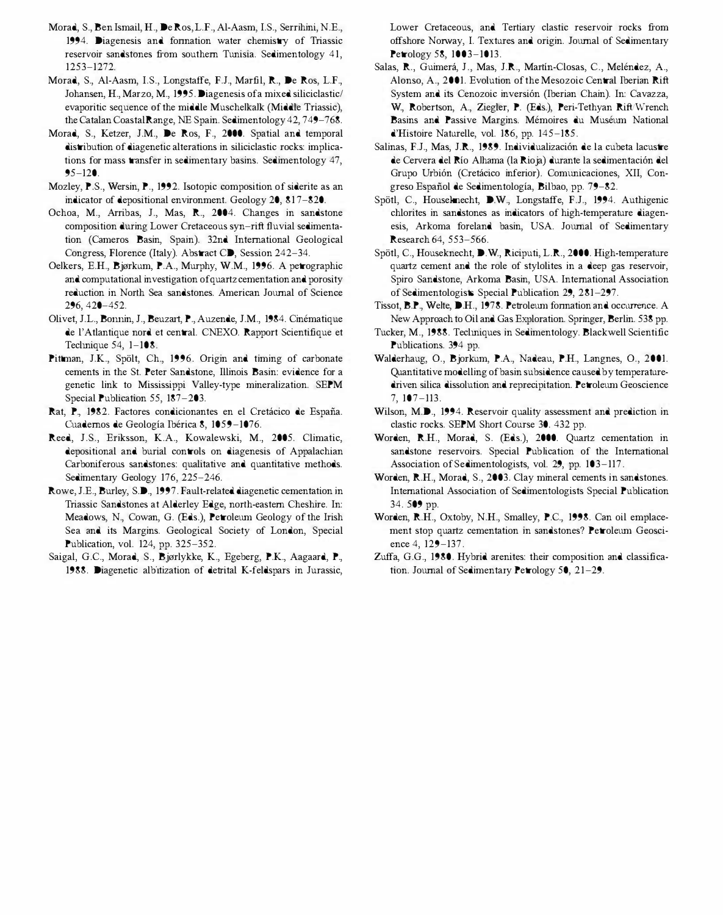Morad, S., Ben Ismail, H., De Ros, L.F., Al-Aasm, I.S., Serrihini, N.E., 1994. Diagenesis and formation water chemistry of Triassic reservoir sandstones from southern Tunisia. Sedimentology 41, 1253–1272.

Morad, S., Al-Aasm, I.S., Longstaffe, F.J., Marfil, R., De Ros, L.F., Johansen, H., Marzo, M., 1995. Diagenesis of a mixed siliciclastic/evaporitic sequence of the middle Muschelkalk (Middle Triassic), the Catalan Coastal Range, NE Spain. Sedimentology 42, 749–768.

Morad, S., Ketzer, J.M., De Ros, F., 2000. Spatial and temporal distribution of diagenetic alterations in siliciclastic rocks: implications for mass transfer in sedimentary basins. Sedimentology 47, 95–120.

Mozley, P.S., Wersin, P., 1992. Isotopic composition of siderite as an indicator of depositional environment. Geology 20, 817–820.

Ochoa, M., Arribas, J., Mas, R., 2004. Changes in sandstone composition during Lower Cretaceous syn-rift fluvial sedimentation (Cameros Basin, Spain). 32nd International Geological Congress, Florence (Italy). Abstract CD, Session 242–34.

Oelkers, E.H., Bjørkum, P.A., Murphy, W.M., 1996. A petrographic and computational investigation of quartz cementation and porosity reduction in North Sea sandstones. American Journal of Science 296, 420–452.

Olivet, J.L., Bonnin, J., Beuzart, P., Auzende, J.M., 1984. Cinématique de l'Atlantique nord et central. CNEXO. Rapport Scientifique et Technique 54, 1–108.

Pittman, J.K., Spölt, Ch., 1996. Origin and timing of carbonate cements in the St. Peter Sandstone, Illinois Basin: evidence for a genetic link to Mississippi Valley-type mineralization. SEPM Special Publication 55, 187–203.

Rat, P., 1982. Factores condicionantes en el Cretácico de España. Cuadernos de Geología Ibérica 8, 1059–1076.

Reed, J.S., Eriksson, K.A., Kowalewski, M., 2005. Climatic, depositional and burial controls on diagenesis of Appalachian Carboniferous sandstones: qualitative and quantitative methods. Sedimentary Geology 176, 225–246.

Rowe, J.E., Burley, S.D., 1997. Fault-related diagenetic cementation in Triassic Sandstones at Alderley Edge, north-eastern Cheshire. In: Meadows, N., Cowan, G. (Eds.), Petroleum Geology of the Irish Sea and its Margins. Geological Society of London, Special Publication, vol. 124, pp. 325–352.

Saigal, G.C., Morad, S., Bjørlykke, K., Egeberg, P.K., Aagaard, P., 1988. Diagenetic albitization of detrital K-feldspars in Jurassic, Lower Cretaceous, and Tertiary clastic reservoir rocks from offshore Norway, I. Textures and origin. Journal of Sedimentary Petrology 58, 1003–1013.

Salas, R., Guimerá, J., Mas, J.R., Martín-Closas, C., Meléndez, A., Alonso, A., 2001. Evolution of the Mesozoic Central Iberian Rift System and its Cenozoic inversión (Iberian Chain). In: Cavazza, W., Robertson, A., Ziegler, P. (Eds.), Peri-Tethyan Rift/Wrench Basins and Passive Margins. Mémoires du Muséum National d'Histoire Naturelle, vol. 186, pp. 145–185.

Salinas, F.J., Mas, J.R., 1989. Individualización de la cubeta lacustre de Cervera del Río Alhama (la Rioja) durante la sedimentación del Grupo Urbión (Cretácico inferior). Comunicaciones, XII, Congreso Español de Sedimentología, Bilbao, pp. 79–82.

Spötl, C., Houseknecht, D.W., Longstaffe, F.J., 1994. Authigenic chlorites in sandstones as indicators of high-temperature diagenesis, Arkoma foreland basin, USA. Journal of Sedimentary Research 64, 553–566.

Spötl, C., Houseknecht, D.W., Riciputi, L.R., 2000. High-temperature quartz cement and the role of stylolites in a deep gas reservoir, Spiro Sandstone, Arkoma Basin, USA. International Association of Sedimentologists Special Publication 29, 281–297.

Tissot, B.P., Welte, D.H., 1978. Petroleum formation and occurrence. A New Approach to Oil and Gas Exploration. Springer, Berlin. 538 pp.

Tucker, M., 1988. Techniques in Sedimentology. Blackwell Scientific Publications. 394 pp.

Walderhaug, O., Bjorkum, P.A., Nadeau, P.H., Langnes, O., 2001. Quantitative modelling of basin subsidence caused by temperature-driven silica dissolution and reprecipitation. Petroleum Geoscience 7, 107–113.

Wilson, M.D., 1994. Reservoir quality assessment and prediction in clastic rocks. SEPM Short Course 30. 432 pp.

Worden, R.H., Morad, S. (Eds.), 2000. Quartz cementation in sandstone reservoirs. Special Publication of the International Association of Sedimentologists, vol. 29, pp. 103–117.

Worden, R.H., Morad, S., 2003. Clay mineral cements in sandstones. International Association of Sedimentologists Special Publication 34. 509 pp.

Worden, R.H., Oxtoby, N.H., Smalley, P.C., 1998. Can oil emplacement stop quartz cementation in sandstones? Petroleum Geoscience 4, 129–137.

Zuffa, G.G., 1980. Hybrid arenites: their composition and classification. Journal of Sedimentary Petrology 50, 21–29.